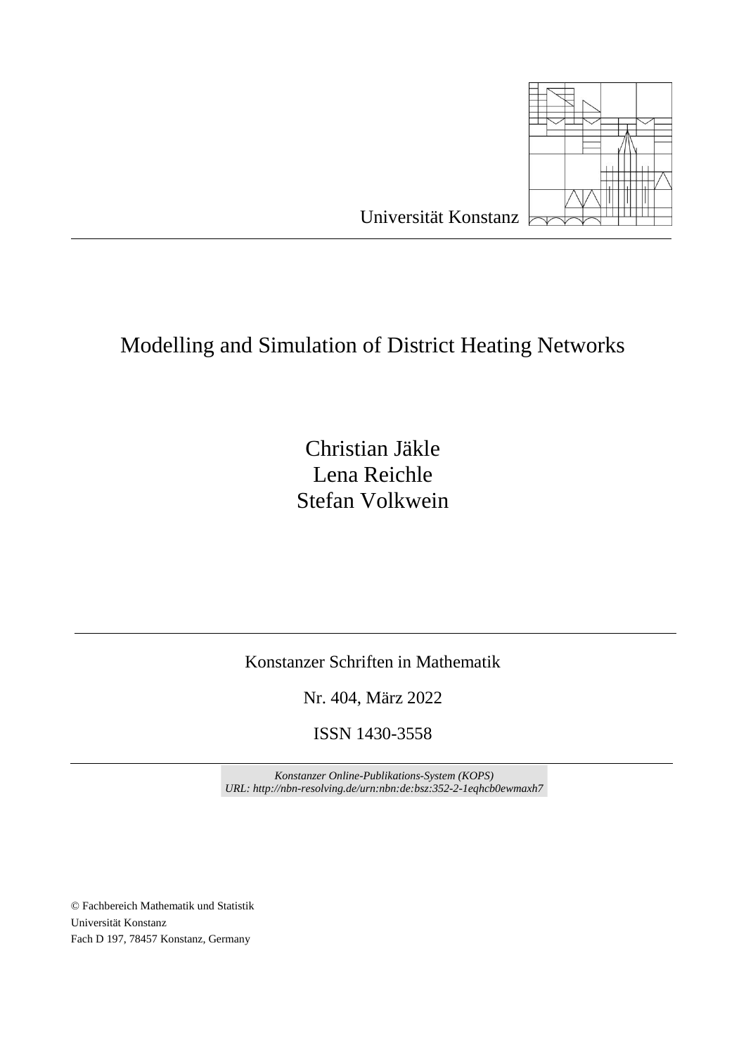Universität Konstanz

# Modelling and Simulation of District Heating Networks

Christian Jäkle
Lena Reichle
Stefan Volkwein

Konstanzer Schriften in Mathematik

Nr. 404, März 2022

ISSN 1430-3558

*Konstanzer Online-Publikations-System (KOPS)*
*URL: http://nbn-resolving.de/urn:nbn:de:bsz:352-2-1eqhcb0ewmaxh7*

© Fachbereich Mathematik und Statistik
Universität Konstanz
Fach D 197, 78457 Konstanz, Germany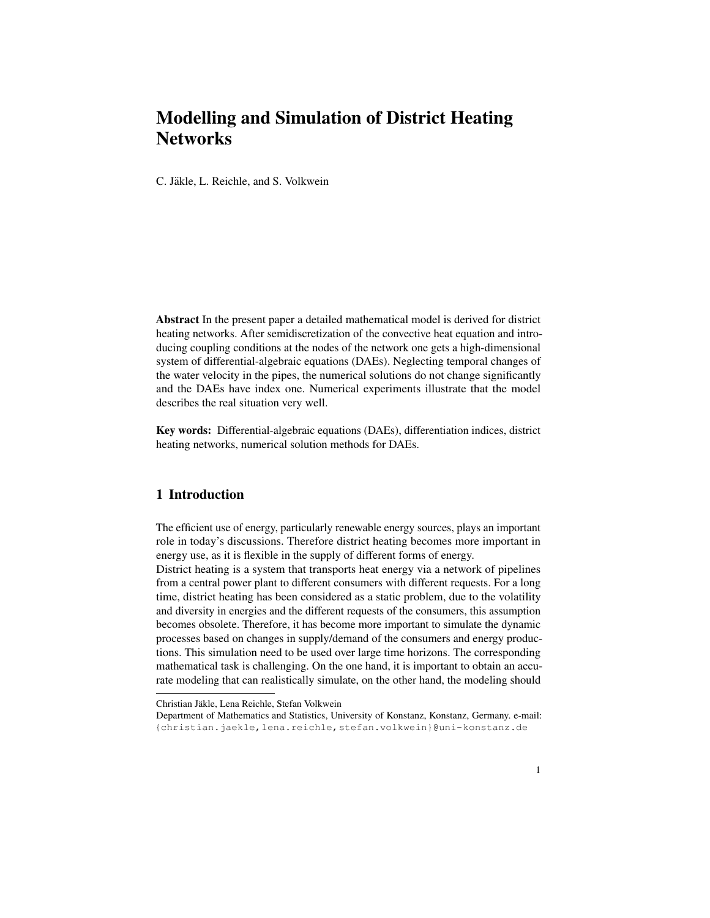# Modelling and Simulation of District Heating Networks

C. Jäkle, L. Reichle, and S. Volkwein

**Abstract** In the present paper a detailed mathematical model is derived for district heating networks. After semidiscretization of the convective heat equation and introducing coupling conditions at the nodes of the network one gets a high-dimensional system of differential-algebraic equations (DAEs). Neglecting temporal changes of the water velocity in the pipes, the numerical solutions do not change significantly and the DAEs have index one. Numerical experiments illustrate that the model describes the real situation very well.

**Key words:** Differential-algebraic equations (DAEs), differentiation indices, district heating networks, numerical solution methods for DAEs.

## 1 Introduction

The efficient use of energy, particularly renewable energy sources, plays an important role in today's discussions. Therefore district heating becomes more important in energy use, as it is flexible in the supply of different forms of energy.
District heating is a system that transports heat energy via a network of pipelines from a central power plant to different consumers with different requests. For a long time, district heating has been considered as a static problem, due to the volatility and diversity in energies and the different requests of the consumers, this assumption becomes obsolete. Therefore, it has become more important to simulate the dynamic processes based on changes in supply/demand of the consumers and energy productions. This simulation need to be used over large time horizons. The corresponding mathematical task is challenging. On the one hand, it is important to obtain an accurate modeling that can realistically simulate, on the other hand, the modeling should

---

Christian Jäkle, Lena Reichle, Stefan Volkwein
Department of Mathematics and Statistics, University of Konstanz, Konstanz, Germany. e-mail: {christian.jaekle,lena.reichle,stefan.volkwein}@uni-konstanz.de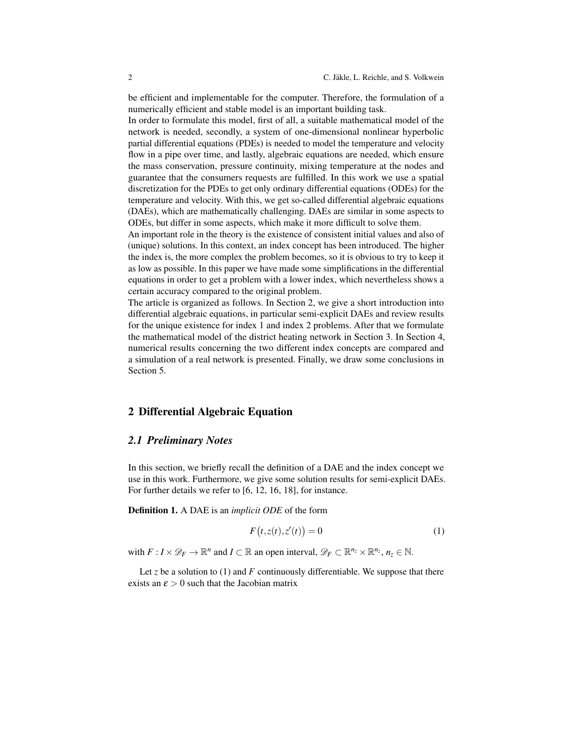be efficient and implementable for the computer. Therefore, the formulation of a numerically efficient and stable model is an important building task.

In order to formulate this model, first of all, a suitable mathematical model of the network is needed, secondly, a system of one-dimensional nonlinear hyperbolic partial differential equations (PDEs) is needed to model the temperature and velocity flow in a pipe over time, and lastly, algebraic equations are needed, which ensure the mass conservation, pressure continuity, mixing temperature at the nodes and guarantee that the consumers requests are fulfilled. In this work we use a spatial discretization for the PDEs to get only ordinary differential equations (ODEs) for the temperature and velocity. With this, we get so-called differential algebraic equations (DAEs), which are mathematically challenging. DAEs are similar in some aspects to ODEs, but differ in some aspects, which make it more difficult to solve them.

An important role in the theory is the existence of consistent initial values and also of (unique) solutions. In this context, an index concept has been introduced. The higher the index is, the more complex the problem becomes, so it is obvious to try to keep it as low as possible. In this paper we have made some simplifications in the differential equations in order to get a problem with a lower index, which nevertheless shows a certain accuracy compared to the original problem.

The article is organized as follows. In Section 2, we give a short introduction into differential algebraic equations, in particular semi-explicit DAEs and review results for the unique existence for index 1 and index 2 problems. After that we formulate the mathematical model of the district heating network in Section 3. In Section 4, numerical results concerning the two different index concepts are compared and a simulation of a real network is presented. Finally, we draw some conclusions in Section 5.

## 2 Differential Algebraic Equation

### 2.1 Preliminary Notes

In this section, we briefly recall the definition of a DAE and the index concept we use in this work. Furthermore, we give some solution results for semi-explicit DAEs. For further details we refer to [6, 12, 16, 18], for instance.

**Definition 1.** A DAE is an *implicit ODE* of the form

$$F\big(t, z(t), z'(t)\big) = 0 \tag{1}$$

with $F : I \times \mathscr{D}_F \to \mathbb{R}^n$ and $I \subset \mathbb{R}$ an open interval, $\mathscr{D}_F \subset \mathbb{R}^{n_z} \times \mathbb{R}^{n_z}$, $n_z \in \mathbb{N}$.

Let $z$ be a solution to (1) and $F$ continuously differentiable. We suppose that there exists an $\varepsilon > 0$ such that the Jacobian matrix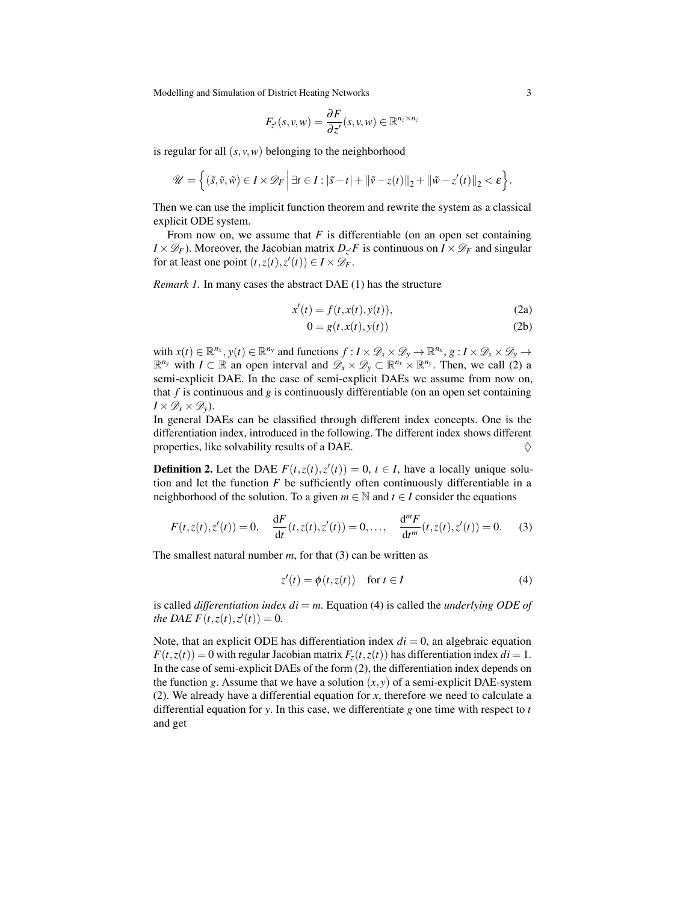$$F_{z'}(s,v,w) = \frac{\partial F}{\partial z'}(s,v,w) \in \mathbb{R}^{n_z \times n_z}$$

is regular for all $(s,v,w)$ belonging to the neighborhood

$$\mathscr{U} = \Big\{ (\tilde{s},\tilde{v},\tilde{w}) \in I \times \mathscr{D}_F \,\Big|\, \exists t \in I : |\tilde{s} - t| + \|\tilde{v} - z(t)\|_2 + \|\tilde{w} - z'(t)\|_2 < \varepsilon \Big\}.$$

Then we can use the implicit function theorem and rewrite the system as a classical explicit ODE system.

From now on, we assume that $F$ is differentiable (on an open set containing $I \times \mathscr{D}_F$). Moreover, the Jacobian matrix $D_{z'}F$ is continuous on $I \times \mathscr{D}_F$ and singular for at least one point $(t, z(t), z'(t)) \in I \times \mathscr{D}_F$.

*Remark 1.* In many cases the abstract DAE (1) has the structure

$$x'(t) = f(t, x(t), y(t)), \tag{2a}$$

$$0 = g(t, x(t), y(t)) \tag{2b}$$

with $x(t) \in \mathbb{R}^{n_x}$, $y(t) \in \mathbb{R}^{n_y}$ and functions $f : I \times \mathscr{D}_x \times \mathscr{D}_y \to \mathbb{R}^{n_x}$, $g : I \times \mathscr{D}_x \times \mathscr{D}_y \to \mathbb{R}^{n_y}$ with $I \subset \mathbb{R}$ an open interval and $\mathscr{D}_x \times \mathscr{D}_y \subset \mathbb{R}^{n_x} \times \mathbb{R}^{n_y}$. Then, we call (2) a semi-explicit DAE. In the case of semi-explicit DAEs we assume from now on, that $f$ is continuous and $g$ is continuously differentiable (on an open set containing $I \times \mathscr{D}_x \times \mathscr{D}_y$).
In general DAEs can be classified through different index concepts. One is the differentiation index, introduced in the following. The different index shows different properties, like solvability results of a DAE. $\Diamond$

**Definition 2.** Let the DAE $F(t, z(t), z'(t)) = 0$, $t \in I$, have a locally unique solution and let the function $F$ be sufficiently often continuously differentiable in a neighborhood of the solution. To a given $m \in \mathbb{N}$ and $t \in I$ consider the equations

$$F(t,z(t),z'(t)) = 0, \quad \frac{\mathrm{d}F}{\mathrm{d}t}(t,z(t),z'(t)) = 0, \ldots, \quad \frac{\mathrm{d}^m F}{\mathrm{d}t^m}(t,z(t),z'(t)) = 0. \tag{3}$$

The smallest natural number $m$, for that (3) can be written as

$$z'(t) = \phi(t, z(t)) \quad \text{for } t \in I \tag{4}$$

is called *differentiation index* $di = m$. Equation (4) is called the *underlying ODE of the DAE* $F(t, z(t), z'(t)) = 0$.

Note, that an explicit ODE has differentiation index $di = 0$, an algebraic equation $F(t, z(t)) = 0$ with regular Jacobian matrix $F_z(t, z(t))$ has differentiation index $di = 1$. In the case of semi-explicit DAEs of the form (2), the differentiation index depends on the function $g$. Assume that we have a solution $(x, y)$ of a semi-explicit DAE-system (2). We already have a differential equation for $x$, therefore we need to calculate a differential equation for $y$. In this case, we differentiate $g$ one time with respect to $t$ and get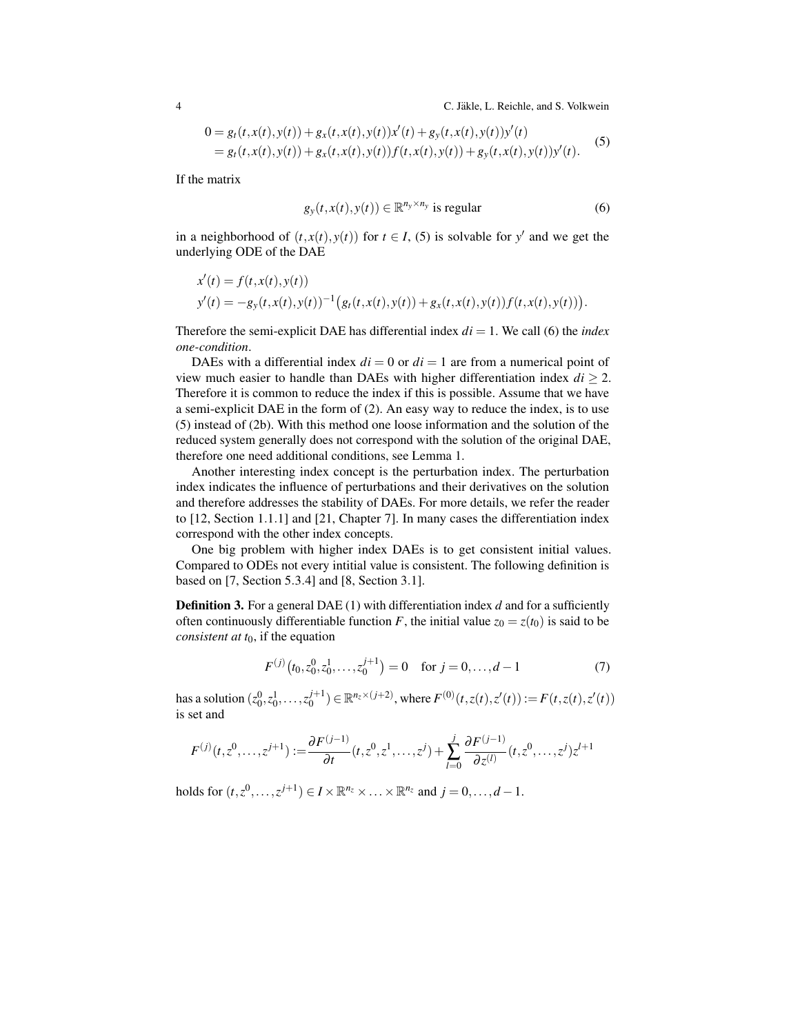$$
\begin{aligned}
0 &= g_t(t,x(t),y(t)) + g_x(t,x(t),y(t))x'(t) + g_y(t,x(t),y(t))y'(t) \\
&= g_t(t,x(t),y(t)) + g_x(t,x(t),y(t))f(t,x(t),y(t)) + g_y(t,x(t),y(t))y'(t).
\end{aligned} \tag{5}
$$

If the matrix

$$
g_y(t,x(t),y(t)) \in \mathbb{R}^{n_y \times n_y} \text{ is regular} \tag{6}
$$

in a neighborhood of $(t,x(t),y(t))$ for $t \in I$, (5) is solvable for $y'$ and we get the underlying ODE of the DAE

$$
\begin{aligned}
x'(t) &= f(t,x(t),y(t)) \\
y'(t) &= -g_y(t,x(t),y(t))^{-1}\big(g_t(t,x(t),y(t)) + g_x(t,x(t),y(t))f(t,x(t),y(t))\big).
\end{aligned}
$$

Therefore the semi-explicit DAE has differential index $di = 1$. We call (6) the *index one-condition*.

DAEs with a differential index $di = 0$ or $di = 1$ are from a numerical point of view much easier to handle than DAEs with higher differentiation index $di \geq 2$. Therefore it is common to reduce the index if this is possible. Assume that we have a semi-explicit DAE in the form of (2). An easy way to reduce the index, is to use (5) instead of (2b). With this method one loose information and the solution of the reduced system generally does not correspond with the solution of the original DAE, therefore one need additional conditions, see Lemma 1.

Another interesting index concept is the perturbation index. The perturbation index indicates the influence of perturbations and their derivatives on the solution and therefore addresses the stability of DAEs. For more details, we refer the reader to [12, Section 1.1.1] and [21, Chapter 7]. In many cases the differentiation index correspond with the other index concepts.

One big problem with higher index DAEs is to get consistent initial values. Compared to ODEs not every intitial value is consistent. The following definition is based on [7, Section 5.3.4] and [8, Section 3.1].

**Definition 3.** For a general DAE (1) with differentiation index $d$ and for a sufficiently often continuously differentiable function $F$, the initial value $z_0 = z(t_0)$ is said to be *consistent at* $t_0$, if the equation

$$
F^{(j)}\big(t_0, z_0^0, z_0^1, \ldots, z_0^{j+1}\big) = 0 \quad \text{for } j = 0,\ldots,d-1 \tag{7}
$$

has a solution $(z_0^0, z_0^1, \ldots, z_0^{j+1}) \in \mathbb{R}^{n_z \times (j+2)}$, where $F^{(0)}(t,z(t),z'(t)) := F(t,z(t),z'(t))$ is set and

$$
F^{(j)}(t,z^0,\ldots,z^{j+1}) := \frac{\partial F^{(j-1)}}{\partial t}(t,z^0,z^1,\ldots,z^j) + \sum_{l=0}^{j} \frac{\partial F^{(j-1)}}{\partial z^{(l)}}(t,z^0,\ldots,z^j)z^{l+1}
$$

holds for $(t,z^0,\ldots,z^{j+1}) \in I \times \mathbb{R}^{n_z} \times \ldots \times \mathbb{R}^{n_z}$ and $j = 0,\ldots,d-1$.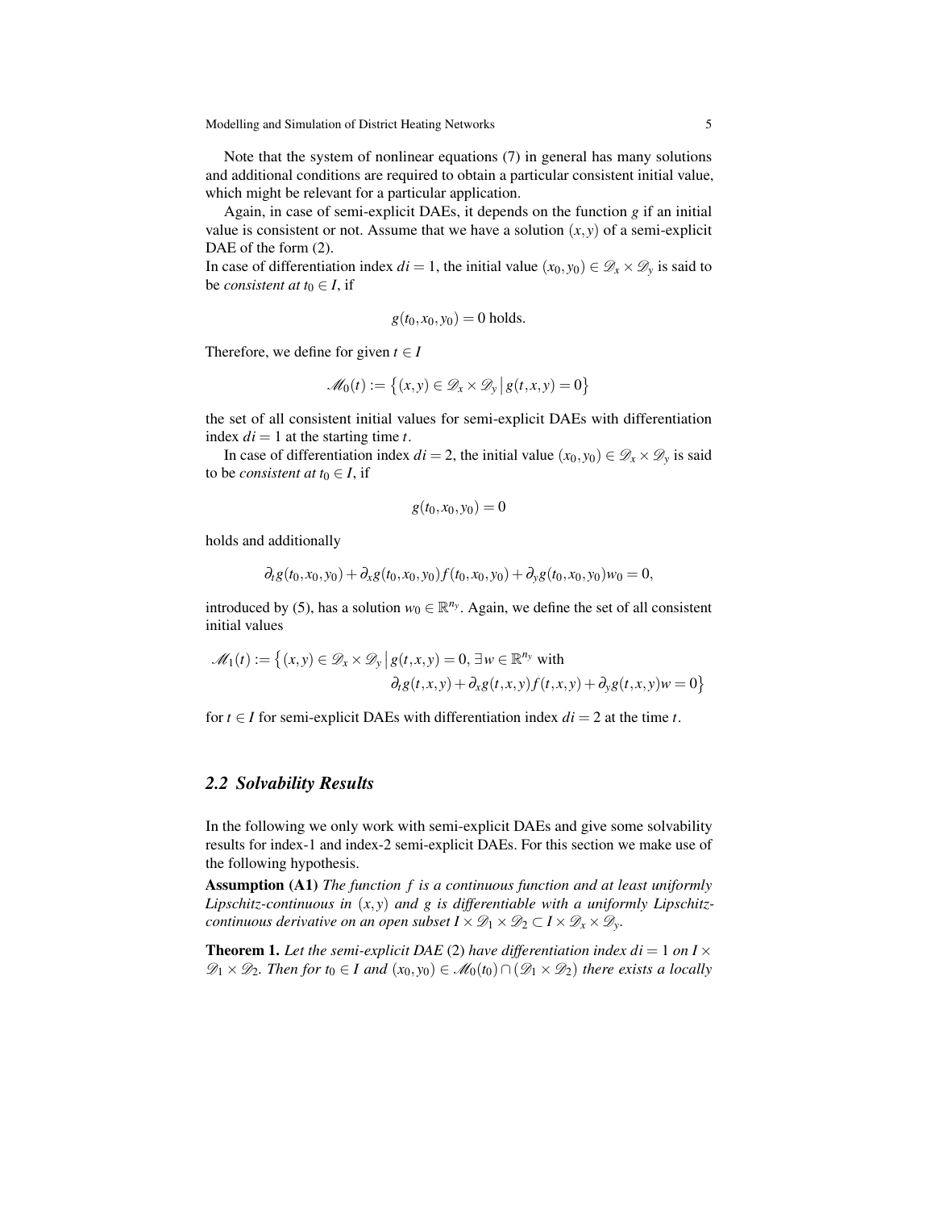Note that the system of nonlinear equations (7) in general has many solutions and additional conditions are required to obtain a particular consistent initial value, which might be relevant for a particular application.

Again, in case of semi-explicit DAEs, it depends on the function $g$ if an initial value is consistent or not. Assume that we have a solution $(x,y)$ of a semi-explicit DAE of the form (2).
In case of differentiation index $di = 1$, the initial value $(x_0, y_0) \in \mathscr{D}_x \times \mathscr{D}_y$ is said to be *consistent at* $t_0 \in I$, if

$$g(t_0, x_0, y_0) = 0 \text{ holds.}$$

Therefore, we define for given $t \in I$

$$\mathscr{M}_0(t) := \left\{(x,y) \in \mathscr{D}_x \times \mathscr{D}_y \,\middle|\, g(t,x,y) = 0\right\}$$

the set of all consistent initial values for semi-explicit DAEs with differentiation index $di = 1$ at the starting time $t$.

In case of differentiation index $di = 2$, the initial value $(x_0, y_0) \in \mathscr{D}_x \times \mathscr{D}_y$ is said to be *consistent at* $t_0 \in I$, if

$$g(t_0, x_0, y_0) = 0$$

holds and additionally

$$\partial_t g(t_0, x_0, y_0) + \partial_x g(t_0, x_0, y_0) f(t_0, x_0, y_0) + \partial_y g(t_0, x_0, y_0) w_0 = 0,$$

introduced by (5), has a solution $w_0 \in \mathbb{R}^{n_y}$. Again, we define the set of all consistent initial values

$$\begin{aligned}\mathscr{M}_1(t) := \big\{(x,y) \in \mathscr{D}_x \times \mathscr{D}_y \,\big|\, & g(t,x,y) = 0,\ \exists w \in \mathbb{R}^{n_y} \text{ with} \\ & \partial_t g(t,x,y) + \partial_x g(t,x,y) f(t,x,y) + \partial_y g(t,x,y) w = 0\big\}\end{aligned}$$

for $t \in I$ for semi-explicit DAEs with differentiation index $di = 2$ at the time $t$.

## 2.2 Solvability Results

In the following we only work with semi-explicit DAEs and give some solvability results for index-1 and index-2 semi-explicit DAEs. For this section we make use of the following hypothesis.

**Assumption (A1)** *The function $f$ is a continuous function and at least uniformly Lipschitz-continuous in $(x,y)$ and $g$ is differentiable with a uniformly Lipschitz-continuous derivative on an open subset $I \times \mathscr{D}_1 \times \mathscr{D}_2 \subset I \times \mathscr{D}_x \times \mathscr{D}_y$.*

**Theorem 1.** *Let the semi-explicit DAE (2) have differentiation index $di = 1$ on $I \times \mathscr{D}_1 \times \mathscr{D}_2$. Then for $t_0 \in I$ and $(x_0, y_0) \in \mathscr{M}_0(t_0) \cap (\mathscr{D}_1 \times \mathscr{D}_2)$ there exists a locally*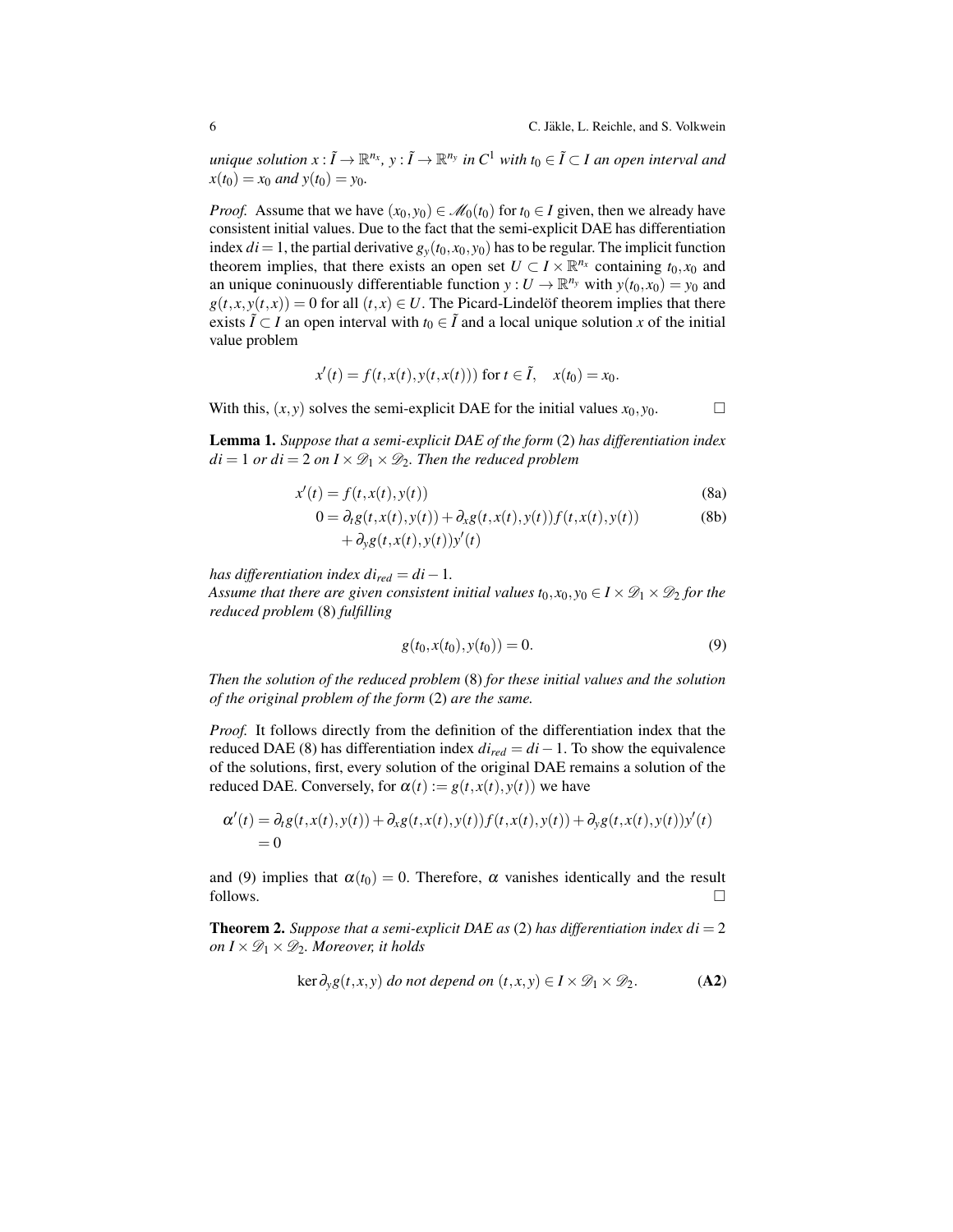*unique solution $x : \tilde{I} \to \mathbb{R}^{n_x}$, $y : \tilde{I} \to \mathbb{R}^{n_y}$ in $C^1$ with $t_0 \in \tilde{I} \subset I$ an open interval and $x(t_0) = x_0$ and $y(t_0) = y_0$.*

*Proof.* Assume that we have $(x_0, y_0) \in \mathscr{M}_0(t_0)$ for $t_0 \in I$ given, then we already have consistent initial values. Due to the fact that the semi-explicit DAE has differentiation index $di = 1$, the partial derivative $g_y(t_0, x_0, y_0)$ has to be regular. The implicit function theorem implies, that there exists an open set $U \subset I \times \mathbb{R}^{n_x}$ containing $t_0, x_0$ and an unique coninuously differentiable function $y : U \to \mathbb{R}^{n_y}$ with $y(t_0, x_0) = y_0$ and $g(t, x, y(t, x)) = 0$ for all $(t, x) \in U$. The Picard-Lindelöf theorem implies that there exists $\tilde{I} \subset I$ an open interval with $t_0 \in \tilde{I}$ and a local unique solution $x$ of the initial value problem

$$x'(t) = f(t, x(t), y(t, x(t))) \text{ for } t \in \tilde{I}, \quad x(t_0) = x_0.$$

With this, $(x, y)$ solves the semi-explicit DAE for the initial values $x_0, y_0$. $\square$

**Lemma 1.** *Suppose that a semi-explicit DAE of the form* (2) *has differentiation index $di = 1$ or $di = 2$ on $I \times \mathscr{D}_1 \times \mathscr{D}_2$. Then the reduced problem*

$$x'(t) = f(t, x(t), y(t)) \tag{8a}$$

$$\begin{aligned} 0 = {} & \partial_t g(t, x(t), y(t)) + \partial_x g(t, x(t), y(t)) f(t, x(t), y(t)) \\ & + \partial_y g(t, x(t), y(t)) y'(t) \end{aligned} \tag{8b}$$

*has differentiation index $di_{red} = di - 1$.*
*Assume that there are given consistent initial values $t_0, x_0, y_0 \in I \times \mathscr{D}_1 \times \mathscr{D}_2$ for the reduced problem* (8) *fulfilling*

$$g(t_0, x(t_0), y(t_0)) = 0. \tag{9}$$

*Then the solution of the reduced problem* (8) *for these initial values and the solution of the original problem of the form* (2) *are the same.*

*Proof.* It follows directly from the definition of the differentiation index that the reduced DAE (8) has differentiation index $di_{red} = di - 1$. To show the equivalence of the solutions, first, every solution of the original DAE remains a solution of the reduced DAE. Conversely, for $\alpha(t) := g(t, x(t), y(t))$ we have

$$\begin{aligned} \alpha'(t) &= \partial_t g(t, x(t), y(t)) + \partial_x g(t, x(t), y(t)) f(t, x(t), y(t)) + \partial_y g(t, x(t), y(t)) y'(t) \\ &= 0 \end{aligned}$$

and (9) implies that $\alpha(t_0) = 0$. Therefore, $\alpha$ vanishes identically and the result follows. $\square$

**Theorem 2.** *Suppose that a semi-explicit DAE as* (2) *has differentiation index $di = 2$ on $I \times \mathscr{D}_1 \times \mathscr{D}_2$. Moreover, it holds*

$$\ker \partial_y g(t, x, y) \textit{ do not depend on } (t, x, y) \in I \times \mathscr{D}_1 \times \mathscr{D}_2. \tag{A2}$$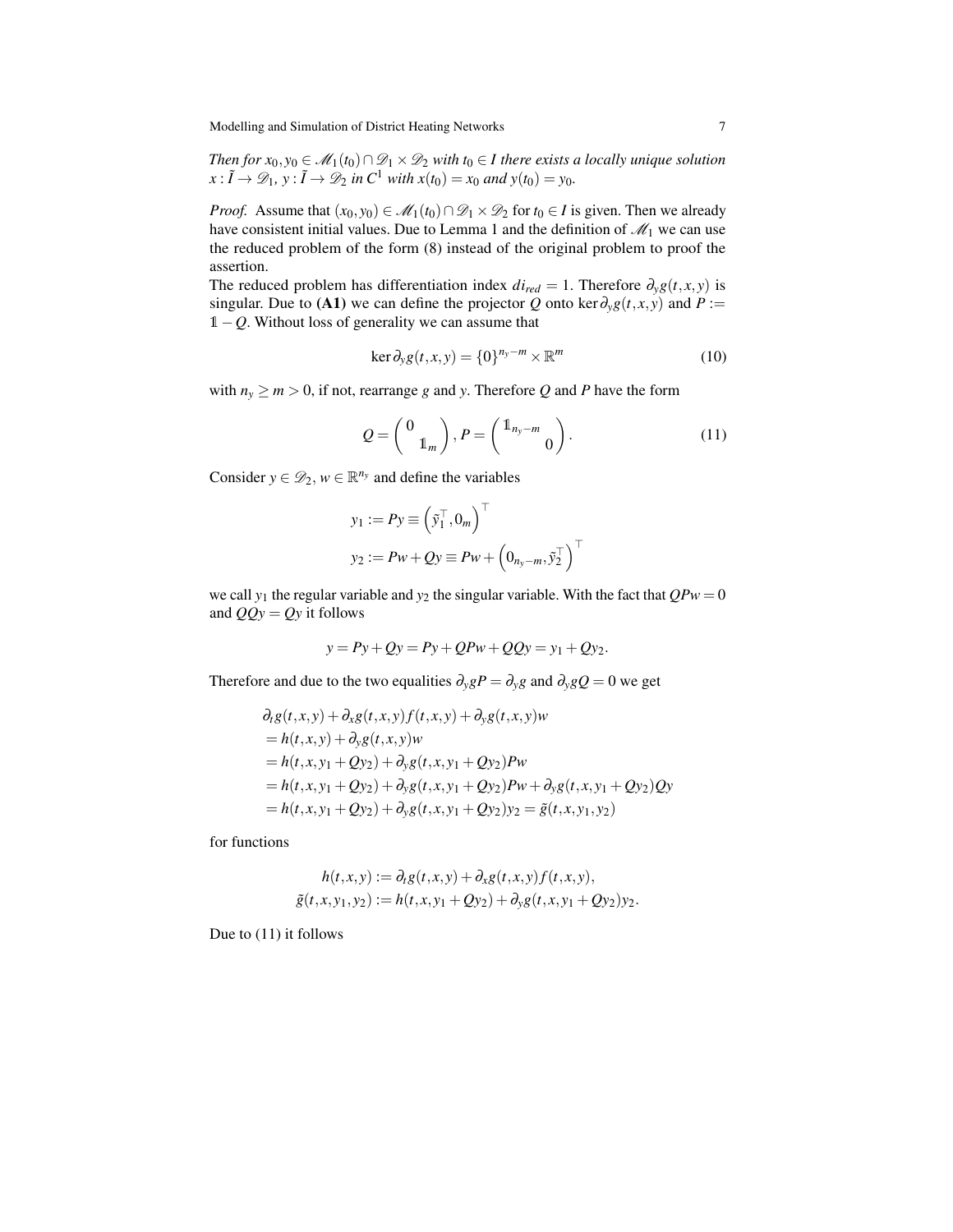*Then for $x_0, y_0 \in \mathscr{M}_1(t_0) \cap \mathscr{D}_1 \times \mathscr{D}_2$ with $t_0 \in I$ there exists a locally unique solution $x : \tilde{I} \to \mathscr{D}_1$, $y : \tilde{I} \to \mathscr{D}_2$ in $C^1$ with $x(t_0) = x_0$ and $y(t_0) = y_0$.*

*Proof.* Assume that $(x_0, y_0) \in \mathscr{M}_1(t_0) \cap \mathscr{D}_1 \times \mathscr{D}_2$ for $t_0 \in I$ is given. Then we already have consistent initial values. Due to Lemma 1 and the definition of $\mathscr{M}_1$ we can use the reduced problem of the form (8) instead of the original problem to proof the assertion.

The reduced problem has differentiation index $di_{red} = 1$. Therefore $\partial_y g(t,x,y)$ is singular. Due to **(A1)** we can define the projector $Q$ onto $\ker \partial_y g(t,x,y)$ and $P := \mathbb{1} - Q$. Without loss of generality we can assume that

$$\ker \partial_y g(t,x,y) = \{0\}^{n_y - m} \times \mathbb{R}^m \tag{10}$$

with $n_y \geq m > 0$, if not, rearrange $g$ and $y$. Therefore $Q$ and $P$ have the form

$$Q = \begin{pmatrix} 0 & \\ & \mathbb{1}_m \end{pmatrix}, P = \begin{pmatrix} \mathbb{1}_{n_y - m} & \\ & 0 \end{pmatrix}. \tag{11}$$

Consider $y \in \mathscr{D}_2$, $w \in \mathbb{R}^{n_y}$ and define the variables

$$\begin{aligned}
y_1 &:= Py \equiv \left(\tilde{y}_1^\top, 0_m\right)^\top \\
y_2 &:= Pw + Qy \equiv Pw + \left(0_{n_y - m}, \tilde{y}_2^\top\right)^\top
\end{aligned}$$

we call $y_1$ the regular variable and $y_2$ the singular variable. With the fact that $QPw = 0$ and $QQy = Qy$ it follows

$$y = Py + Qy = Py + QPw + QQy = y_1 + Qy_2.$$

Therefore and due to the two equalities $\partial_y g P = \partial_y g$ and $\partial_y g Q = 0$ we get

$$\begin{aligned}
&\partial_t g(t,x,y) + \partial_x g(t,x,y) f(t,x,y) + \partial_y g(t,x,y) w \\
&= h(t,x,y) + \partial_y g(t,x,y) w \\
&= h(t,x,y_1 + Qy_2) + \partial_y g(t,x,y_1 + Qy_2) Pw \\
&= h(t,x,y_1 + Qy_2) + \partial_y g(t,x,y_1 + Qy_2) Pw + \partial_y g(t,x,y_1 + Qy_2) Qy \\
&= h(t,x,y_1 + Qy_2) + \partial_y g(t,x,y_1 + Qy_2) y_2 = \tilde{g}(t,x,y_1,y_2)
\end{aligned}$$

for functions

$$\begin{aligned}
h(t,x,y) &:= \partial_t g(t,x,y) + \partial_x g(t,x,y) f(t,x,y), \\
\tilde{g}(t,x,y_1,y_2) &:= h(t,x,y_1 + Qy_2) + \partial_y g(t,x,y_1 + Qy_2) y_2.
\end{aligned}$$

Due to (11) it follows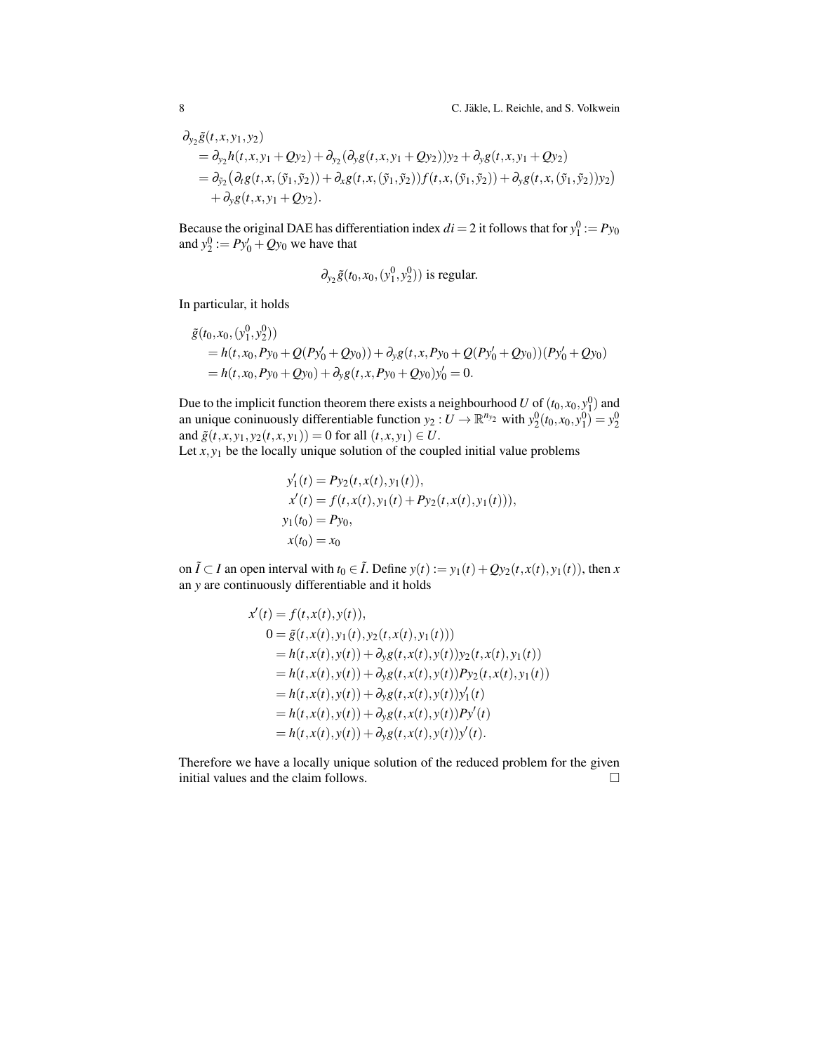$$
\begin{aligned}
&\partial_{y_2}\tilde{g}(t,x,y_1,y_2)\\
&\quad = \partial_{y_2}h(t,x,y_1+Qy_2) + \partial_{y_2}(\partial_y g(t,x,y_1+Qy_2))y_2 + \partial_y g(t,x,y_1+Qy_2)\\
&\quad = \partial_{\tilde{y}_2}\big(\partial_t g(t,x,(\tilde{y}_1,\tilde{y}_2)) + \partial_x g(t,x,(\tilde{y}_1,\tilde{y}_2))f(t,x,(\tilde{y}_1,\tilde{y}_2)) + \partial_y g(t,x,(\tilde{y}_1,\tilde{y}_2))y_2\big)\\
&\qquad + \partial_y g(t,x,y_1+Qy_2).
\end{aligned}
$$

Because the original DAE has differentiation index $di = 2$ it follows that for $y_1^0 := Py_0$ and $y_2^0 := Py_0' + Qy_0$ we have that

$$
\partial_{y_2}\tilde{g}(t_0,x_0,(y_1^0,y_2^0)) \text{ is regular.}
$$

In particular, it holds

$$
\begin{aligned}
&\tilde{g}(t_0,x_0,(y_1^0,y_2^0))\\
&\quad = h(t,x_0,Py_0+Q(Py_0'+Qy_0)) + \partial_y g(t,x,Py_0+Q(Py_0'+Qy_0))(Py_0'+Qy_0)\\
&\quad = h(t,x_0,Py_0+Qy_0) + \partial_y g(t,x,Py_0+Qy_0)y_0' = 0.
\end{aligned}
$$

Due to the implicit function theorem there exists a neighbourhood $U$ of $(t_0,x_0,y_1^0)$ and an unique coninuously differentiable function $y_2 : U \to \mathbb{R}^{n_{y_2}}$ with $y_2^0(t_0,x_0,y_1^0) = y_2^0$ and $\tilde{g}(t,x,y_1,y_2(t,x,y_1)) = 0$ for all $(t,x,y_1) \in U$.
Let $x, y_1$ be the locally unique solution of the coupled initial value problems

$$
\begin{aligned}
y_1'(t) &= Py_2(t,x(t),y_1(t)),\\
x'(t) &= f(t,x(t),y_1(t)+Py_2(t,x(t),y_1(t))),\\
y_1(t_0) &= Py_0,\\
x(t_0) &= x_0
\end{aligned}
$$

on $\tilde{I} \subset I$ an open interval with $t_0 \in \tilde{I}$. Define $y(t) := y_1(t) + Qy_2(t,x(t),y_1(t))$, then $x$ an $y$ are continuously differentiable and it holds

$$
\begin{aligned}
x'(t) &= f(t,x(t),y(t)),\\
0 &= \tilde{g}(t,x(t),y_1(t),y_2(t,x(t),y_1(t)))\\
&= h(t,x(t),y(t)) + \partial_y g(t,x(t),y(t))y_2(t,x(t),y_1(t))\\
&= h(t,x(t),y(t)) + \partial_y g(t,x(t),y(t))Py_2(t,x(t),y_1(t))\\
&= h(t,x(t),y(t)) + \partial_y g(t,x(t),y(t))y_1'(t)\\
&= h(t,x(t),y(t)) + \partial_y g(t,x(t),y(t))Py'(t)\\
&= h(t,x(t),y(t)) + \partial_y g(t,x(t),y(t))y'(t).
\end{aligned}
$$

Therefore we have a locally unique solution of the reduced problem for the given initial values and the claim follows. □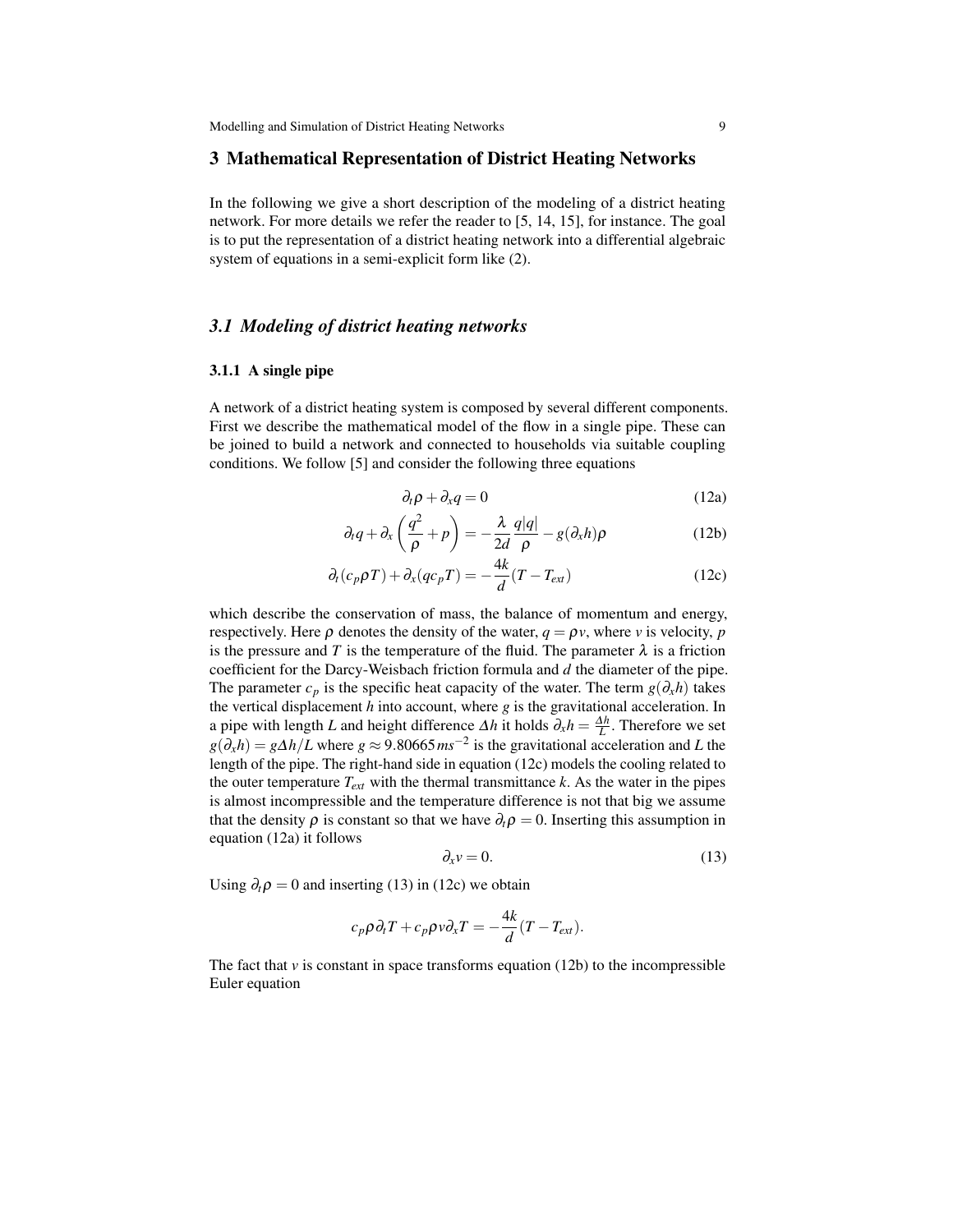## 3 Mathematical Representation of District Heating Networks

In the following we give a short description of the modeling of a district heating network. For more details we refer the reader to [5, 14, 15], for instance. The goal is to put the representation of a district heating network into a differential algebraic system of equations in a semi-explicit form like (2).

### *3.1 Modeling of district heating networks*

#### 3.1.1 A single pipe

A network of a district heating system is composed by several different components. First we describe the mathematical model of the flow in a single pipe. These can be joined to build a network and connected to households via suitable coupling conditions. We follow [5] and consider the following three equations

$$\partial_t \rho + \partial_x q = 0 \tag{12a}$$

$$\partial_t q + \partial_x \left( \frac{q^2}{\rho} + p \right) = -\frac{\lambda}{2d} \frac{q|q|}{\rho} - g(\partial_x h)\rho \tag{12b}$$

$$\partial_t (c_p \rho T) + \partial_x (q c_p T) = -\frac{4k}{d}(T - T_{ext}) \tag{12c}$$

which describe the conservation of mass, the balance of momentum and energy, respectively. Here $\rho$ denotes the density of the water, $q = \rho v$, where $v$ is velocity, $p$ is the pressure and $T$ is the temperature of the fluid. The parameter $\lambda$ is a friction coefficient for the Darcy-Weisbach friction formula and $d$ the diameter of the pipe. The parameter $c_p$ is the specific heat capacity of the water. The term $g(\partial_x h)$ takes the vertical displacement $h$ into account, where $g$ is the gravitational acceleration. In a pipe with length $L$ and height difference $\Delta h$ it holds $\partial_x h = \frac{\Delta h}{L}$. Therefore we set $g(\partial_x h) = g\Delta h/L$ where $g \approx 9.80665\, ms^{-2}$ is the gravitational acceleration and $L$ the length of the pipe. The right-hand side in equation (12c) models the cooling related to the outer temperature $T_{ext}$ with the thermal transmittance $k$. As the water in the pipes is almost incompressible and the temperature difference is not that big we assume that the density $\rho$ is constant so that we have $\partial_t \rho = 0$. Inserting this assumption in equation (12a) it follows

$$\partial_x v = 0. \tag{13}$$

Using $\partial_t \rho = 0$ and inserting (13) in (12c) we obtain

$$c_p \rho \partial_t T + c_p \rho v \partial_x T = -\frac{4k}{d}(T - T_{ext}).$$

The fact that $v$ is constant in space transforms equation (12b) to the incompressible Euler equation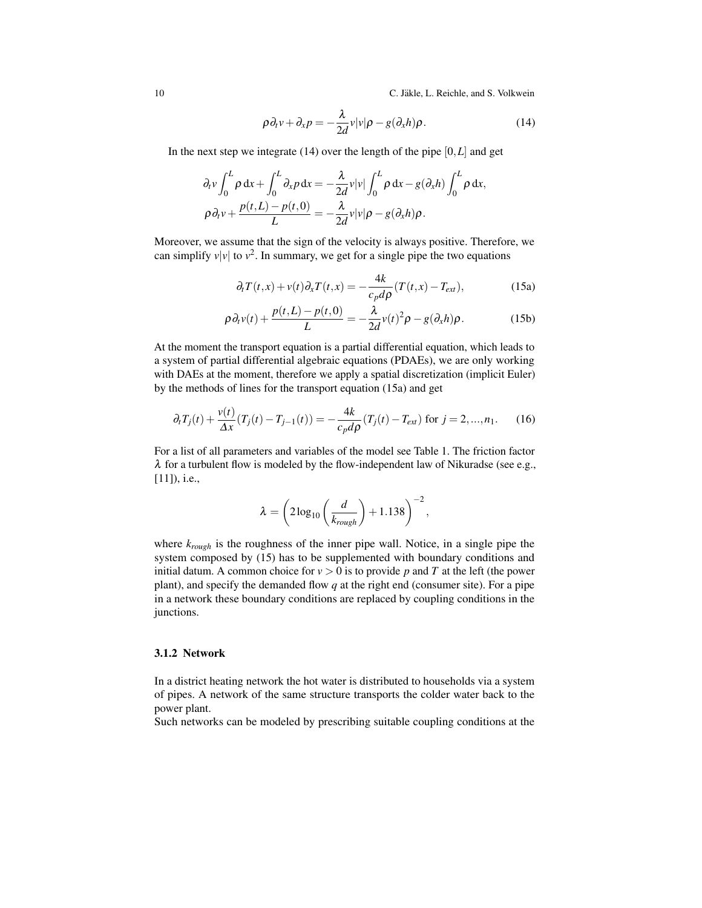$$\rho \partial_t v + \partial_x p = -\frac{\lambda}{2d} v|v|\rho - g(\partial_x h)\rho. \tag{14}$$

In the next step we integrate (14) over the length of the pipe $[0,L]$ and get

$$\begin{aligned}
\partial_t v \int_0^L \rho \,\mathrm{d}x + \int_0^L \partial_x p \,\mathrm{d}x &= -\frac{\lambda}{2d} v|v| \int_0^L \rho \,\mathrm{d}x - g(\partial_x h) \int_0^L \rho \,\mathrm{d}x, \\
\rho \partial_t v + \frac{p(t,L) - p(t,0)}{L} &= -\frac{\lambda}{2d} v|v|\rho - g(\partial_x h)\rho.
\end{aligned}$$

Moreover, we assume that the sign of the velocity is always positive. Therefore, we can simplify $v|v|$ to $v^2$. In summary, we get for a single pipe the two equations

$$\partial_t T(t,x) + v(t)\partial_x T(t,x) = -\frac{4k}{c_p d \rho}(T(t,x) - T_{ext}), \tag{15a}$$

$$\rho \partial_t v(t) + \frac{p(t,L) - p(t,0)}{L} = -\frac{\lambda}{2d} v(t)^2 \rho - g(\partial_x h)\rho. \tag{15b}$$

At the moment the transport equation is a partial differential equation, which leads to a system of partial differential algebraic equations (PDAEs), we are only working with DAEs at the moment, therefore we apply a spatial discretization (implicit Euler) by the methods of lines for the transport equation (15a) and get

$$\partial_t T_j(t) + \frac{v(t)}{\Delta x}(T_j(t) - T_{j-1}(t)) = -\frac{4k}{c_p d \rho}(T_j(t) - T_{ext}) \text{ for } j = 2, ..., n_1. \tag{16}$$

For a list of all parameters and variables of the model see Table 1. The friction factor $\lambda$ for a turbulent flow is modeled by the flow-independent law of Nikuradse (see e.g., [11]), i.e.,

$$\lambda = \left( 2\log_{10}\left(\frac{d}{k_{rough}}\right) + 1.138 \right)^{-2},$$

where $k_{rough}$ is the roughness of the inner pipe wall. Notice, in a single pipe the system composed by (15) has to be supplemented with boundary conditions and initial datum. A common choice for $v > 0$ is to provide $p$ and $T$ at the left (the power plant), and specify the demanded flow $q$ at the right end (consumer site). For a pipe in a network these boundary conditions are replaced by coupling conditions in the junctions.

### 3.1.2 Network

In a district heating network the hot water is distributed to households via a system of pipes. A network of the same structure transports the colder water back to the power plant.

Such networks can be modeled by prescribing suitable coupling conditions at the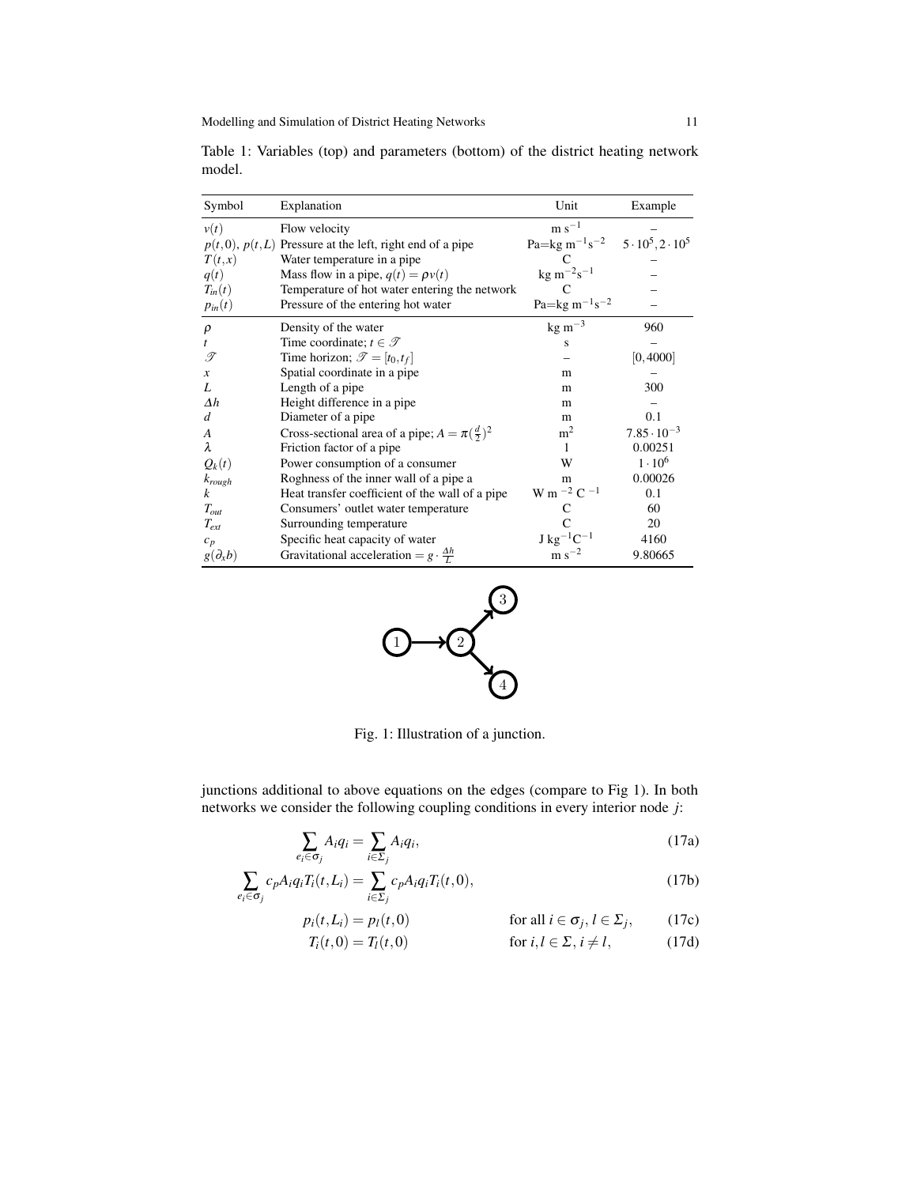Table 1: Variables (top) and parameters (bottom) of the district heating network model.

| Symbol | Explanation | Unit | Example |
| --- | --- | --- | --- |
| $v(t)$ | Flow velocity | m s$^{-1}$ | – |
| $p(t,0)$, $p(t,L)$ | Pressure at the left, right end of a pipe | Pa=kg m$^{-1}$s$^{-2}$ | $5\cdot 10^5, 2\cdot 10^5$ |
| $T(t,x)$ | Water temperature in a pipe | C | – |
| $q(t)$ | Mass flow in a pipe, $q(t)=\rho v(t)$ | kg m$^{-2}$s$^{-1}$ | – |
| $T_{in}(t)$ | Temperature of hot water entering the network | C | – |
| $p_{in}(t)$ | Pressure of the entering hot water | Pa=kg m$^{-1}$s$^{-2}$ | – |
| $\rho$ | Density of the water | kg m$^{-3}$ | 960 |
| $t$ | Time coordinate; $t\in\mathscr{T}$ | s | – |
| $\mathscr{T}$ | Time horizon; $\mathscr{T}=[t_0,t_f]$ | – | $[0,4000]$ |
| $x$ | Spatial coordinate in a pipe | m | – |
| $L$ | Length of a pipe | m | 300 |
| $\Delta h$ | Height difference in a pipe | m | – |
| $d$ | Diameter of a pipe | m | 0.1 |
| $A$ | Cross-sectional area of a pipe; $A=\pi(\frac{d}{2})^2$ | m$^2$ | $7.85\cdot 10^{-3}$ |
| $\lambda$ | Friction factor of a pipe | 1 | 0.00251 |
| $Q_k(t)$ | Power consumption of a consumer | W | $1\cdot 10^6$ |
| $k_{rough}$ | Roghness of the inner wall of a pipe a | m | 0.00026 |
| $k$ | Heat transfer coefficient of the wall of a pipe | W m $^{-2}$ C $^{-1}$ | 0.1 |
| $T_{out}$ | Consumers' outlet water temperature | C | 60 |
| $T_{ext}$ | Surrounding temperature | C | 20 |
| $c_p$ | Specific heat capacity of water | J kg$^{-1}$C$^{-1}$ | 4160 |
| $g(\partial_x b)$ | Gravitational acceleration $= g\cdot\frac{\Delta h}{L}$ | m s$^{-2}$ | 9.80665 |

Fig. 1: Illustration of a junction.

junctions additional to above equations on the edges (compare to Fig 1). In both networks we consider the following coupling conditions in every interior node $j$:

$$\sum_{e_i\in\sigma_j} A_i q_i = \sum_{i\in\Sigma_j} A_i q_i, \tag{17a}$$

$$\sum_{e_i\in\sigma_j} c_p A_i q_i T_i(t,L_i) = \sum_{i\in\Sigma_j} c_p A_i q_i T_i(t,0), \tag{17b}$$

$$p_i(t,L_i) = p_l(t,0) \qquad \text{for all } i\in\sigma_j,\, l\in\Sigma_j, \tag{17c}$$

$$T_i(t,0) = T_l(t,0) \qquad \text{for } i,l\in\Sigma,\, i\neq l, \tag{17d}$$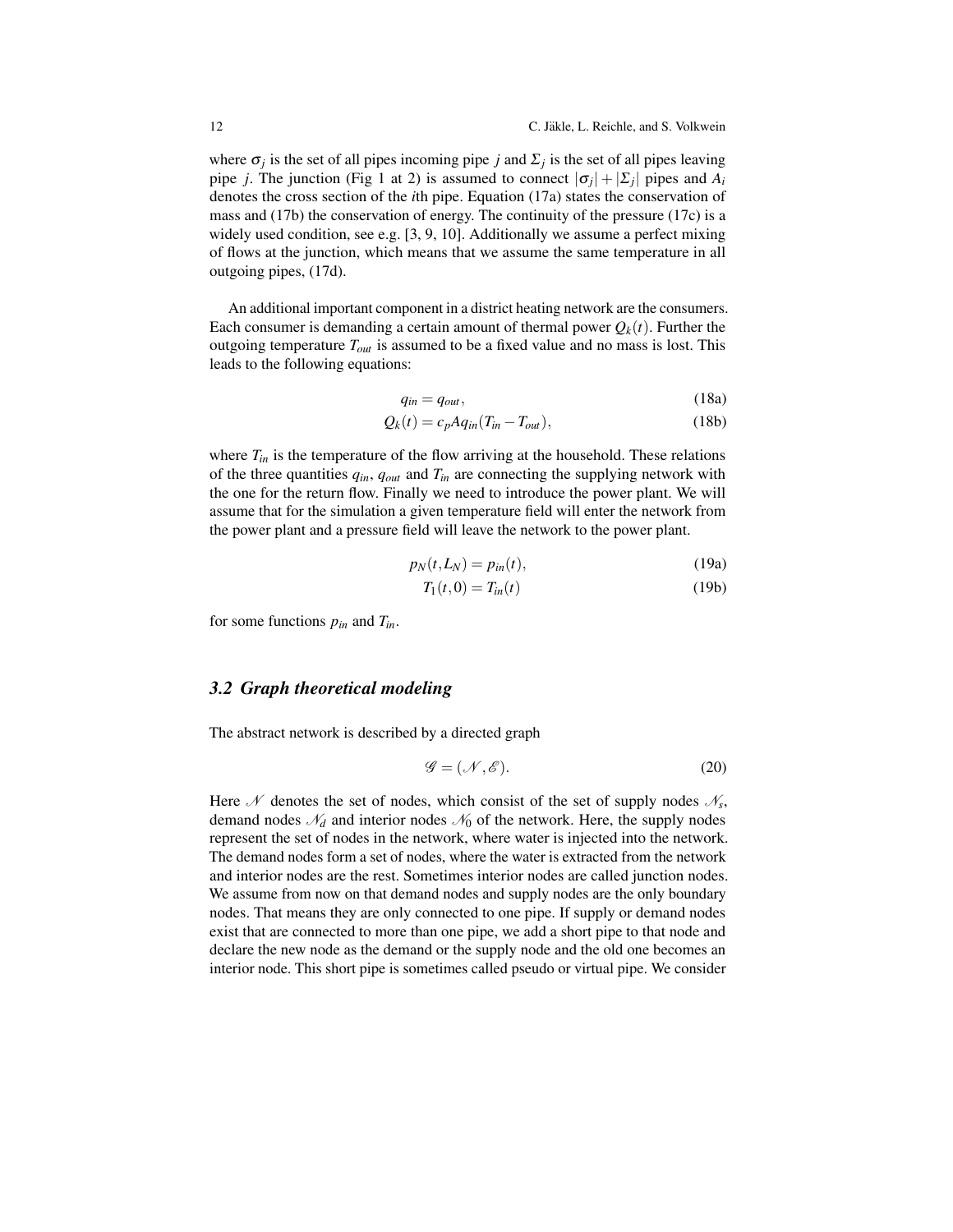where $\sigma_j$ is the set of all pipes incoming pipe $j$ and $\Sigma_j$ is the set of all pipes leaving pipe $j$. The junction (Fig 1 at 2) is assumed to connect $|\sigma_j| + |\Sigma_j|$ pipes and $A_i$ denotes the cross section of the $i$th pipe. Equation (17a) states the conservation of mass and (17b) the conservation of energy. The continuity of the pressure (17c) is a widely used condition, see e.g. [3, 9, 10]. Additionally we assume a perfect mixing of flows at the junction, which means that we assume the same temperature in all outgoing pipes, (17d).

An additional important component in a district heating network are the consumers. Each consumer is demanding a certain amount of thermal power $Q_k(t)$. Further the outgoing temperature $T_{out}$ is assumed to be a fixed value and no mass is lost. This leads to the following equations:

$$q_{in} = q_{out}, \tag{18a}$$

$$Q_k(t) = c_p A q_{in}(T_{in} - T_{out}), \tag{18b}$$

where $T_{in}$ is the temperature of the flow arriving at the household. These relations of the three quantities $q_{in}$, $q_{out}$ and $T_{in}$ are connecting the supplying network with the one for the return flow. Finally we need to introduce the power plant. We will assume that for the simulation a given temperature field will enter the network from the power plant and a pressure field will leave the network to the power plant.

$$p_N(t, L_N) = p_{in}(t), \tag{19a}$$

$$T_1(t, 0) = T_{in}(t) \tag{19b}$$

for some functions $p_{in}$ and $T_{in}$.

### 3.2 Graph theoretical modeling

The abstract network is described by a directed graph

$$\mathscr{G} = (\mathscr{N}, \mathscr{E}). \tag{20}$$

Here $\mathscr{N}$ denotes the set of nodes, which consist of the set of supply nodes $\mathscr{N}_s$, demand nodes $\mathscr{N}_d$ and interior nodes $\mathscr{N}_0$ of the network. Here, the supply nodes represent the set of nodes in the network, where water is injected into the network. The demand nodes form a set of nodes, where the water is extracted from the network and interior nodes are the rest. Sometimes interior nodes are called junction nodes. We assume from now on that demand nodes and supply nodes are the only boundary nodes. That means they are only connected to one pipe. If supply or demand nodes exist that are connected to more than one pipe, we add a short pipe to that node and declare the new node as the demand or the supply node and the old one becomes an interior node. This short pipe is sometimes called pseudo or virtual pipe. We consider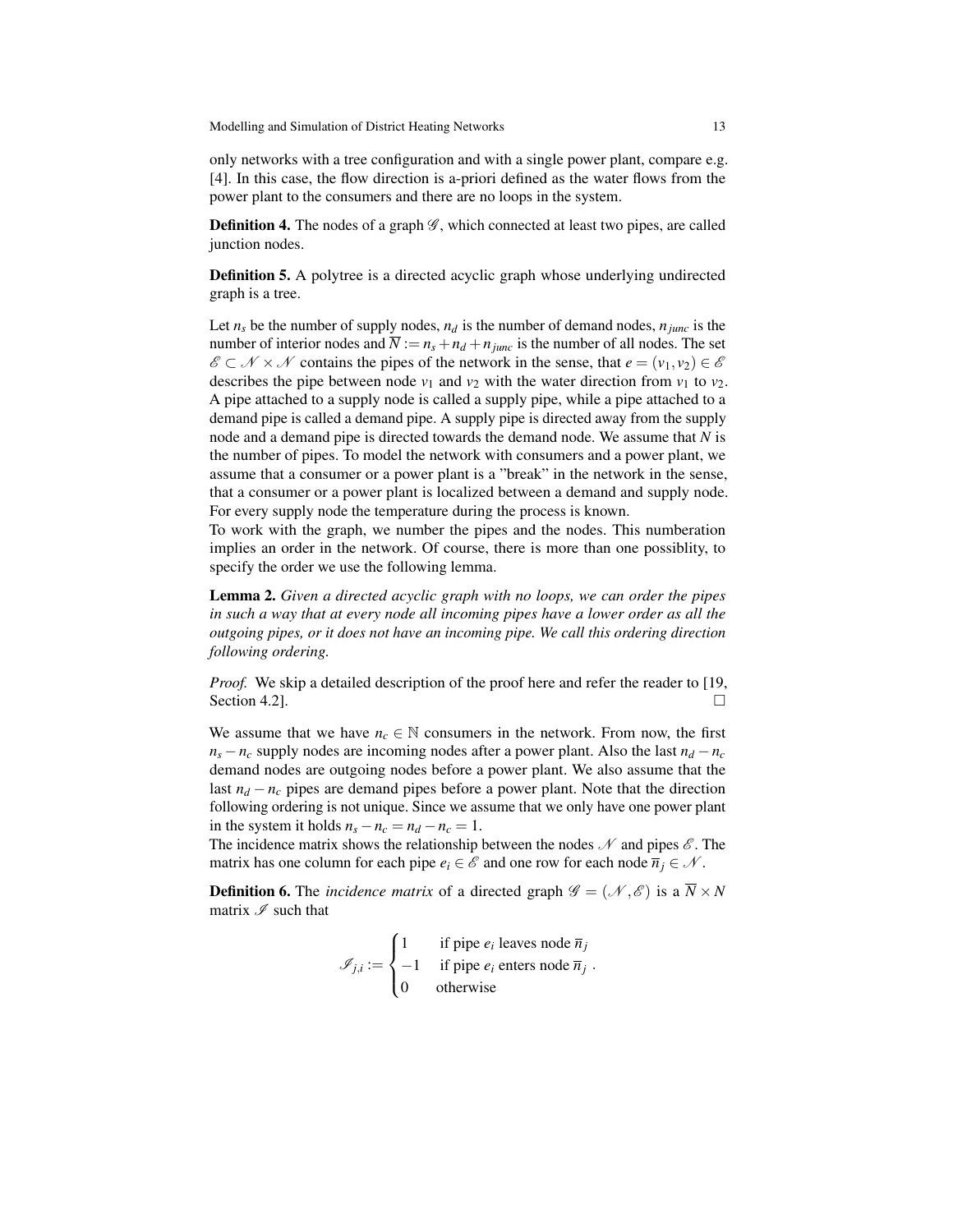only networks with a tree configuration and with a single power plant, compare e.g. [4]. In this case, the flow direction is a-priori defined as the water flows from the power plant to the consumers and there are no loops in the system.

**Definition 4.** The nodes of a graph $\mathscr{G}$, which connected at least two pipes, are called junction nodes.

**Definition 5.** A polytree is a directed acyclic graph whose underlying undirected graph is a tree.

Let $n_s$ be the number of supply nodes, $n_d$ is the number of demand nodes, $n_{junc}$ is the number of interior nodes and $\overline{N} := n_s + n_d + n_{junc}$ is the number of all nodes. The set $\mathscr{E} \subset \mathscr{N} \times \mathscr{N}$ contains the pipes of the network in the sense, that $e = (v_1, v_2) \in \mathscr{E}$ describes the pipe between node $v_1$ and $v_2$ with the water direction from $v_1$ to $v_2$. A pipe attached to a supply node is called a supply pipe, while a pipe attached to a demand pipe is called a demand pipe. A supply pipe is directed away from the supply node and a demand pipe is directed towards the demand node. We assume that $N$ is the number of pipes. To model the network with consumers and a power plant, we assume that a consumer or a power plant is a "break" in the network in the sense, that a consumer or a power plant is localized between a demand and supply node. For every supply node the temperature during the process is known.
To work with the graph, we number the pipes and the nodes. This numeration implies an order in the network. Of course, there is more than one possiblity, to specify the order we use the following lemma.

**Lemma 2.** *Given a directed acyclic graph with no loops, we can order the pipes in such a way that at every node all incoming pipes have a lower order as all the outgoing pipes, or it does not have an incoming pipe. We call this ordering direction following ordering.*

*Proof.* We skip a detailed description of the proof here and refer the reader to [19, Section 4.2]. □

We assume that we have $n_c \in \mathbb{N}$ consumers in the network. From now, the first $n_s - n_c$ supply nodes are incoming nodes after a power plant. Also the last $n_d - n_c$ demand nodes are outgoing nodes before a power plant. We also assume that the last $n_d - n_c$ pipes are demand pipes before a power plant. Note that the direction following ordering is not unique. Since we assume that we only have one power plant in the system it holds $n_s - n_c = n_d - n_c = 1$.
The incidence matrix shows the relationship between the nodes $\mathscr{N}$ and pipes $\mathscr{E}$. The matrix has one column for each pipe $e_i \in \mathscr{E}$ and one row for each node $\overline{n}_j \in \mathscr{N}$.

**Definition 6.** The *incidence matrix* of a directed graph $\mathscr{G} = (\mathscr{N}, \mathscr{E})$ is a $\overline{N} \times N$ matrix $\mathscr{I}$ such that

$$\mathscr{I}_{j,i} := \begin{cases} 1 & \text{if pipe } e_i \text{ leaves node } \overline{n}_j \\ -1 & \text{if pipe } e_i \text{ enters node } \overline{n}_j \\ 0 & \text{otherwise} \end{cases} .$$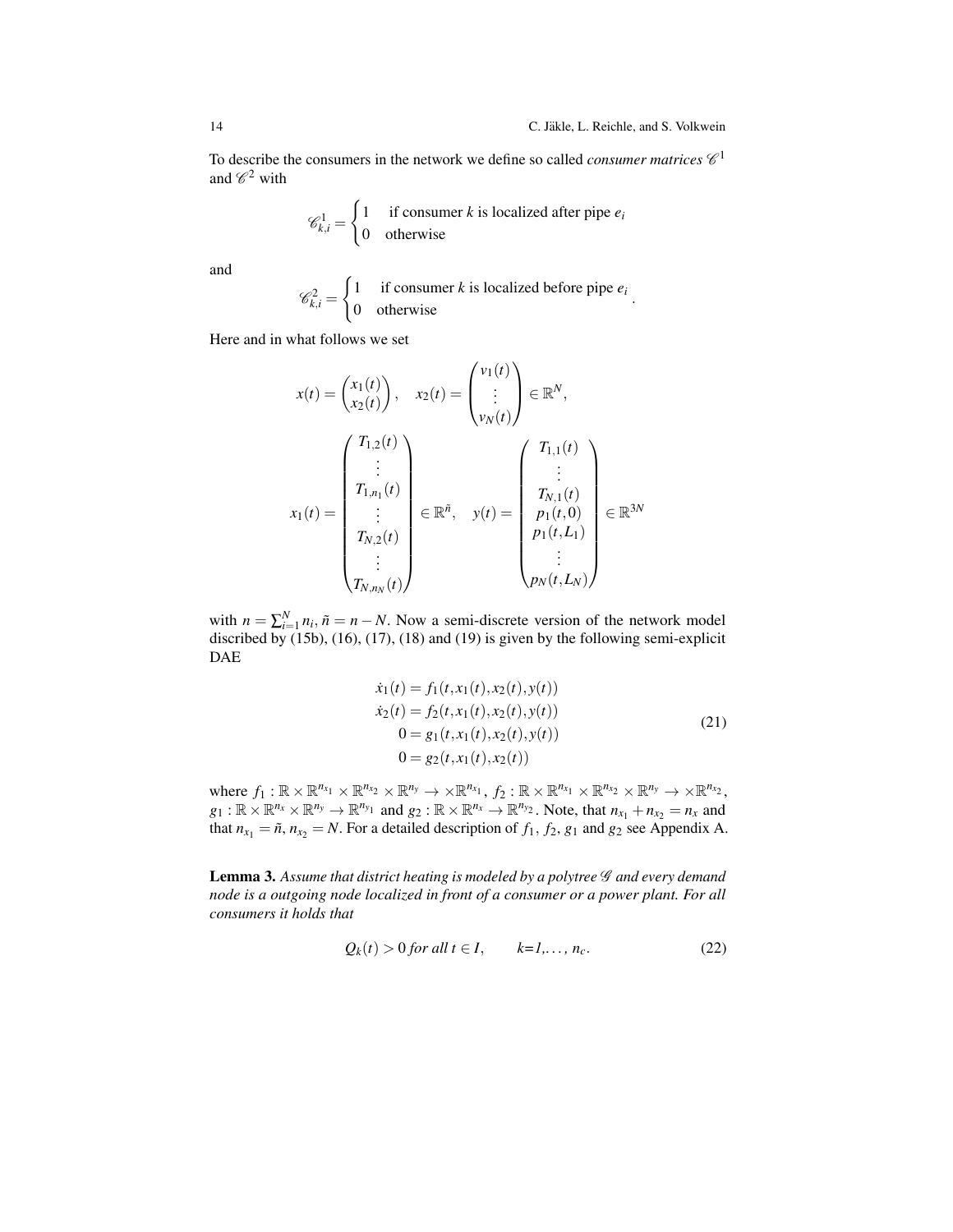To describe the consumers in the network we define so called *consumer matrices* $\mathscr{C}^1$ and $\mathscr{C}^2$ with

$$\mathscr{C}^1_{k,i} = \begin{cases} 1 & \text{if consumer } k \text{ is localized after pipe } e_i \\ 0 & \text{otherwise} \end{cases}$$

and

$$\mathscr{C}^2_{k,i} = \begin{cases} 1 & \text{if consumer } k \text{ is localized before pipe } e_i \\ 0 & \text{otherwise} \end{cases}.$$

Here and in what follows we set

$$x(t) = \begin{pmatrix} x_1(t) \\ x_2(t) \end{pmatrix}, \quad x_2(t) = \begin{pmatrix} v_1(t) \\ \vdots \\ v_N(t) \end{pmatrix} \in \mathbb{R}^N,$$

$$x_1(t) = \begin{pmatrix} T_{1,2}(t) \\ \vdots \\ T_{1,n_1}(t) \\ \vdots \\ T_{N,2}(t) \\ \vdots \\ T_{N,n_N}(t) \end{pmatrix} \in \mathbb{R}^{\tilde{n}}, \quad y(t) = \begin{pmatrix} T_{1,1}(t) \\ \vdots \\ T_{N,1}(t) \\ p_1(t,0) \\ p_1(t,L_1) \\ \vdots \\ p_N(t,L_N) \end{pmatrix} \in \mathbb{R}^{3N}$$

with $n = \sum_{i=1}^N n_i$, $\tilde{n} = n - N$. Now a semi-discrete version of the network model discribed by (15b), (16), (17), (18) and (19) is given by the following semi-explicit DAE

$$\begin{aligned} \dot{x}_1(t) &= f_1(t, x_1(t), x_2(t), y(t)) \\ \dot{x}_2(t) &= f_2(t, x_1(t), x_2(t), y(t)) \\ 0 &= g_1(t, x_1(t), x_2(t), y(t)) \\ 0 &= g_2(t, x_1(t), x_2(t)) \end{aligned} \tag{21}$$

where $f_1 : \mathbb{R} \times \mathbb{R}^{n_{x_1}} \times \mathbb{R}^{n_{x_2}} \times \mathbb{R}^{n_y} \to \times\mathbb{R}^{n_{x_1}}$, $f_2 : \mathbb{R} \times \mathbb{R}^{n_{x_1}} \times \mathbb{R}^{n_{x_2}} \times \mathbb{R}^{n_y} \to \times\mathbb{R}^{n_{x_2}}$, $g_1 : \mathbb{R} \times \mathbb{R}^{n_x} \times \mathbb{R}^{n_y} \to \mathbb{R}^{n_{y_1}}$ and $g_2 : \mathbb{R} \times \mathbb{R}^{n_x} \to \mathbb{R}^{n_{y_2}}$. Note, that $n_{x_1} + n_{x_2} = n_x$ and that $n_{x_1} = \tilde{n}$, $n_{x_2} = N$. For a detailed description of $f_1$, $f_2$, $g_1$ and $g_2$ see Appendix A.

**Lemma 3.** *Assume that district heating is modeled by a polytree $\mathscr{G}$ and every demand node is a outgoing node localized in front of a consumer or a power plant. For all consumers it holds that*

$$Q_k(t) > 0 \text{ for all } t \in I, \qquad k=1,\ldots, n_c. \tag{22}$$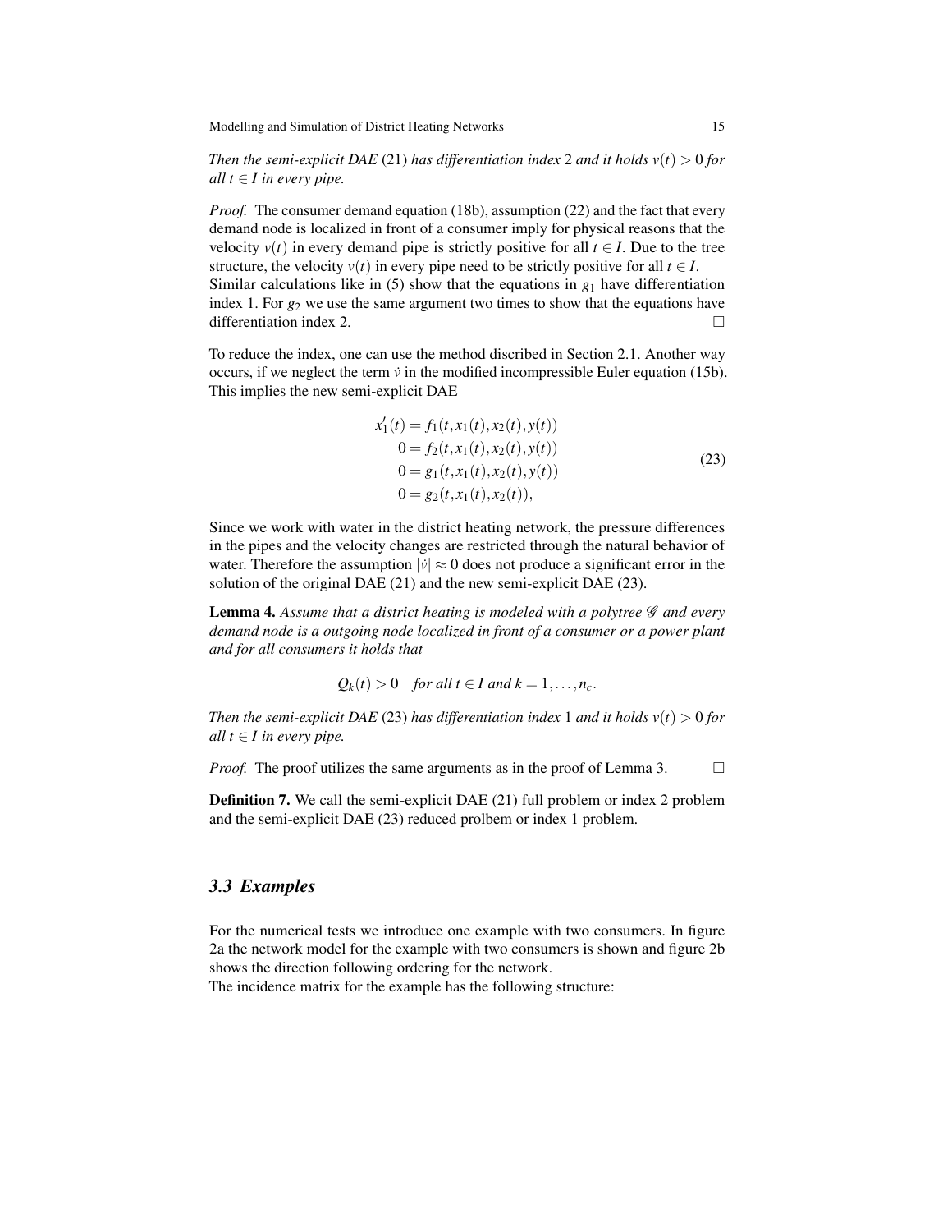*Then the semi-explicit DAE* (21) *has differentiation index* 2 *and it holds* $v(t) > 0$ *for all* $t \in I$ *in every pipe.*

*Proof.* The consumer demand equation (18b), assumption (22) and the fact that every demand node is localized in front of a consumer imply for physical reasons that the velocity $v(t)$ in every demand pipe is strictly positive for all $t \in I$. Due to the tree structure, the velocity $v(t)$ in every pipe need to be strictly positive for all $t \in I$.
Similar calculations like in (5) show that the equations in $g_1$ have differentiation index 1. For $g_2$ we use the same argument two times to show that the equations have differentiation index 2. □

To reduce the index, one can use the method discribed in Section 2.1. Another way occurs, if we neglect the term $\dot{v}$ in the modified incompressible Euler equation (15b). This implies the new semi-explicit DAE

$$
\begin{aligned}
x_1'(t) &= f_1(t, x_1(t), x_2(t), y(t)) \\
0 &= f_2(t, x_1(t), x_2(t), y(t)) \\
0 &= g_1(t, x_1(t), x_2(t), y(t)) \\
0 &= g_2(t, x_1(t), x_2(t)),
\end{aligned}
\tag{23}
$$

Since we work with water in the district heating network, the pressure differences in the pipes and the velocity changes are restricted through the natural behavior of water. Therefore the assumption $|\dot{v}| \approx 0$ does not produce a significant error in the solution of the original DAE (21) and the new semi-explicit DAE (23).

**Lemma 4.** *Assume that a district heating is modeled with a polytree $\mathscr{G}$ and every demand node is a outgoing node localized in front of a consumer or a power plant and for all consumers it holds that*

$$Q_k(t) > 0 \quad \textit{for all } t \in I \textit{ and } k = 1, \ldots, n_c.$$

*Then the semi-explicit DAE* (23) *has differentiation index* 1 *and it holds* $v(t) > 0$ *for all* $t \in I$ *in every pipe.*

*Proof.* The proof utilizes the same arguments as in the proof of Lemma 3. □

**Definition 7.** We call the semi-explicit DAE (21) full problem or index 2 problem and the semi-explicit DAE (23) reduced prolbem or index 1 problem.

### *3.3 Examples*

For the numerical tests we introduce one example with two consumers. In figure 2a the network model for the example with two consumers is shown and figure 2b shows the direction following ordering for the network.
The incidence matrix for the example has the following structure: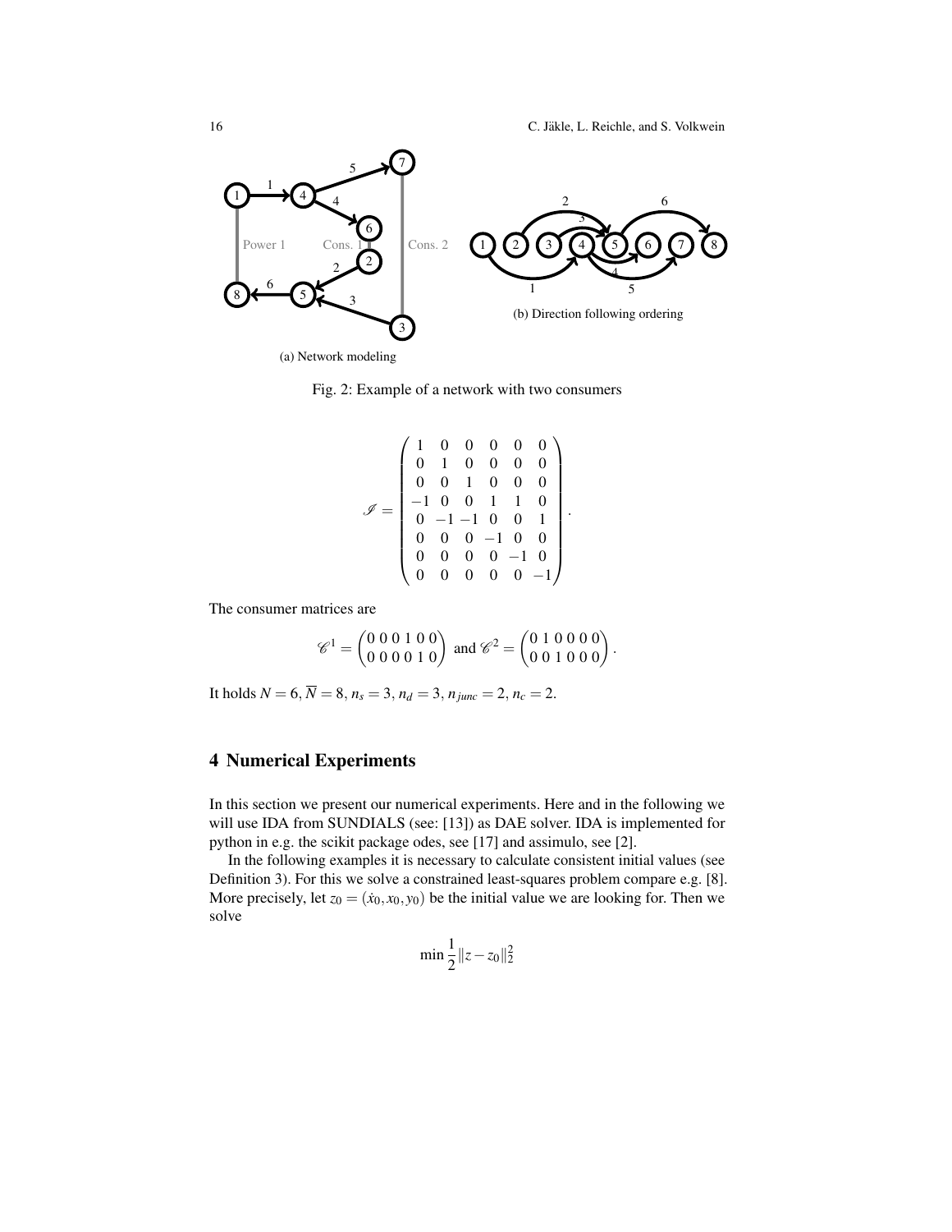(a) Network modeling

(b) Direction following ordering

Fig. 2: Example of a network with two consumers

$$
\mathscr{I} = \begin{pmatrix} 1 & 0 & 0 & 0 & 0 & 0 \\ 0 & 1 & 0 & 0 & 0 & 0 \\ 0 & 0 & 1 & 0 & 0 & 0 \\ -1 & 0 & 0 & 1 & 1 & 0 \\ 0 & -1 & -1 & 0 & 0 & 1 \\ 0 & 0 & 0 & -1 & 0 & 0 \\ 0 & 0 & 0 & 0 & -1 & 0 \\ 0 & 0 & 0 & 0 & 0 & -1 \end{pmatrix}.
$$

The consumer matrices are

$$
\mathscr{C}^1 = \begin{pmatrix} 0 & 0 & 0 & 1 & 0 & 0 \\ 0 & 0 & 0 & 0 & 1 & 0 \end{pmatrix} \text{ and } \mathscr{C}^2 = \begin{pmatrix} 0 & 1 & 0 & 0 & 0 & 0 \\ 0 & 0 & 1 & 0 & 0 & 0 \end{pmatrix}.
$$

It holds $N = 6$, $\overline{N} = 8$, $n_s = 3$, $n_d = 3$, $n_{junc} = 2$, $n_c = 2$.

# 4 Numerical Experiments

In this section we present our numerical experiments. Here and in the following we will use IDA from SUNDIALS (see: [13]) as DAE solver. IDA is implemented for python in e.g. the scikit package odes, see [17] and assimulo, see [2].

In the following examples it is necessary to calculate consistent initial values (see Definition 3). For this we solve a constrained least-squares problem compare e.g. [8]. More precisely, let $z_0 = (\dot{x}_0, x_0, y_0)$ be the initial value we are looking for. Then we solve

$$
\min \frac{1}{2} \|z - z_0\|_2^2
$$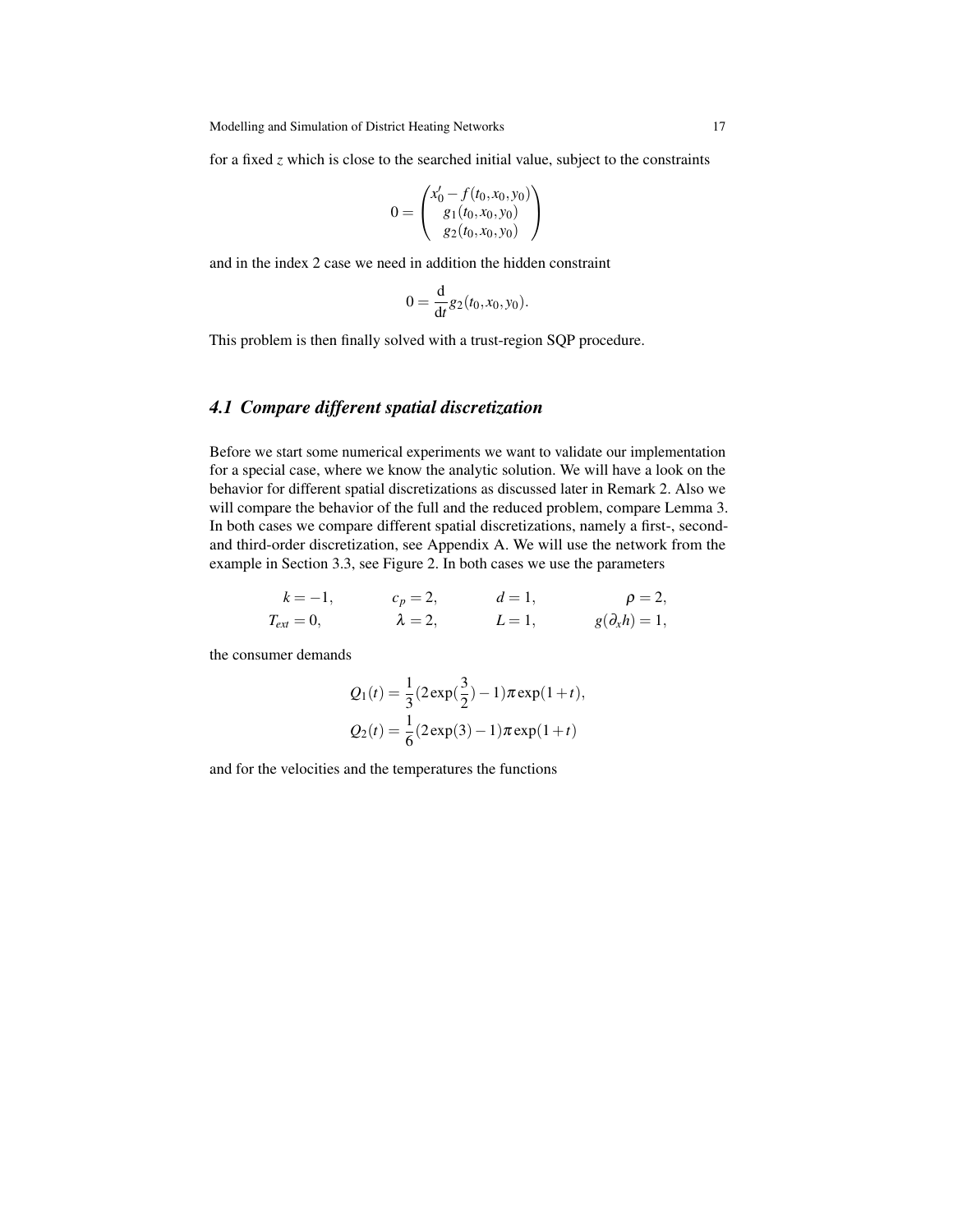for a fixed $z$ which is close to the searched initial value, subject to the constraints

$$0 = \begin{pmatrix} x_0' - f(t_0, x_0, y_0) \\ g_1(t_0, x_0, y_0) \\ g_2(t_0, x_0, y_0) \end{pmatrix}$$

and in the index 2 case we need in addition the hidden constraint

$$0 = \frac{\mathrm{d}}{\mathrm{d}t} g_2(t_0, x_0, y_0).$$

This problem is then finally solved with a trust-region SQP procedure.

### *4.1 Compare different spatial discretization*

Before we start some numerical experiments we want to validate our implementation for a special case, where we know the analytic solution. We will have a look on the behavior for different spatial discretizations as discussed later in Remark 2. Also we will compare the behavior of the full and the reduced problem, compare Lemma 3. In both cases we compare different spatial discretizations, namely a first-, second- and third-order discretization, see Appendix A. We will use the network from the example in Section 3.3, see Figure 2. In both cases we use the parameters

$$\begin{aligned} k &= -1, & c_p &= 2, & d &= 1, & \rho &= 2, \\ T_{ext} &= 0, & \lambda &= 2, & L &= 1, & g(\partial_x h) &= 1, \end{aligned}$$

the consumer demands

$$\begin{aligned} Q_1(t) &= \frac{1}{3}(2\exp(\frac{3}{2}) - 1)\pi \exp(1+t), \\ Q_2(t) &= \frac{1}{6}(2\exp(3) - 1)\pi \exp(1+t) \end{aligned}$$

and for the velocities and the temperatures the functions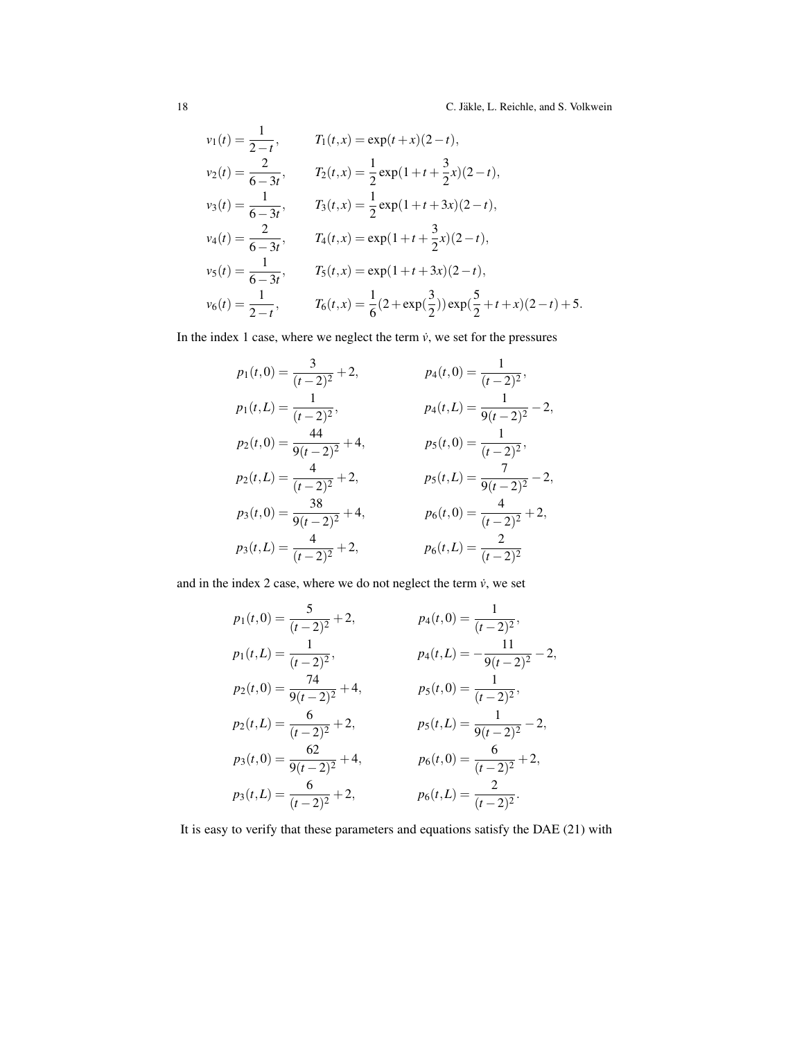$$
\begin{aligned}
v_1(t) &= \frac{1}{2-t}, & T_1(t,x) &= \exp(t+x)(2-t),\\
v_2(t) &= \frac{2}{6-3t}, & T_2(t,x) &= \frac{1}{2}\exp(1+t+\frac{3}{2}x)(2-t),\\
v_3(t) &= \frac{1}{6-3t}, & T_3(t,x) &= \frac{1}{2}\exp(1+t+3x)(2-t),\\
v_4(t) &= \frac{2}{6-3t}, & T_4(t,x) &= \exp(1+t+\frac{3}{2}x)(2-t),\\
v_5(t) &= \frac{1}{6-3t}, & T_5(t,x) &= \exp(1+t+3x)(2-t),\\
v_6(t) &= \frac{1}{2-t}, & T_6(t,x) &= \frac{1}{6}(2+\exp(\frac{3}{2}))\exp(\frac{5}{2}+t+x)(2-t)+5.
\end{aligned}
$$

In the index 1 case, where we neglect the term $\dot{v}$, we set for the pressures

$$
\begin{aligned}
p_1(t,0) &= \frac{3}{(t-2)^2}+2, & p_4(t,0) &= \frac{1}{(t-2)^2},\\
p_1(t,L) &= \frac{1}{(t-2)^2}, & p_4(t,L) &= \frac{1}{9(t-2)^2}-2,\\
p_2(t,0) &= \frac{44}{9(t-2)^2}+4, & p_5(t,0) &= \frac{1}{(t-2)^2},\\
p_2(t,L) &= \frac{4}{(t-2)^2}+2, & p_5(t,L) &= \frac{7}{9(t-2)^2}-2,\\
p_3(t,0) &= \frac{38}{9(t-2)^2}+4, & p_6(t,0) &= \frac{4}{(t-2)^2}+2,\\
p_3(t,L) &= \frac{4}{(t-2)^2}+2, & p_6(t,L) &= \frac{2}{(t-2)^2}
\end{aligned}
$$

and in the index 2 case, where we do not neglect the term $\dot{v}$, we set

$$
\begin{aligned}
p_1(t,0) &= \frac{5}{(t-2)^2}+2, & p_4(t,0) &= \frac{1}{(t-2)^2},\\
p_1(t,L) &= \frac{1}{(t-2)^2}, & p_4(t,L) &= -\frac{11}{9(t-2)^2}-2,\\
p_2(t,0) &= \frac{74}{9(t-2)^2}+4, & p_5(t,0) &= \frac{1}{(t-2)^2},\\
p_2(t,L) &= \frac{6}{(t-2)^2}+2, & p_5(t,L) &= \frac{1}{9(t-2)^2}-2,\\
p_3(t,0) &= \frac{62}{9(t-2)^2}+4, & p_6(t,0) &= \frac{6}{(t-2)^2}+2,\\
p_3(t,L) &= \frac{6}{(t-2)^2}+2, & p_6(t,L) &= \frac{2}{(t-2)^2}.
\end{aligned}
$$

It is easy to verify that these parameters and equations satisfy the DAE (21) with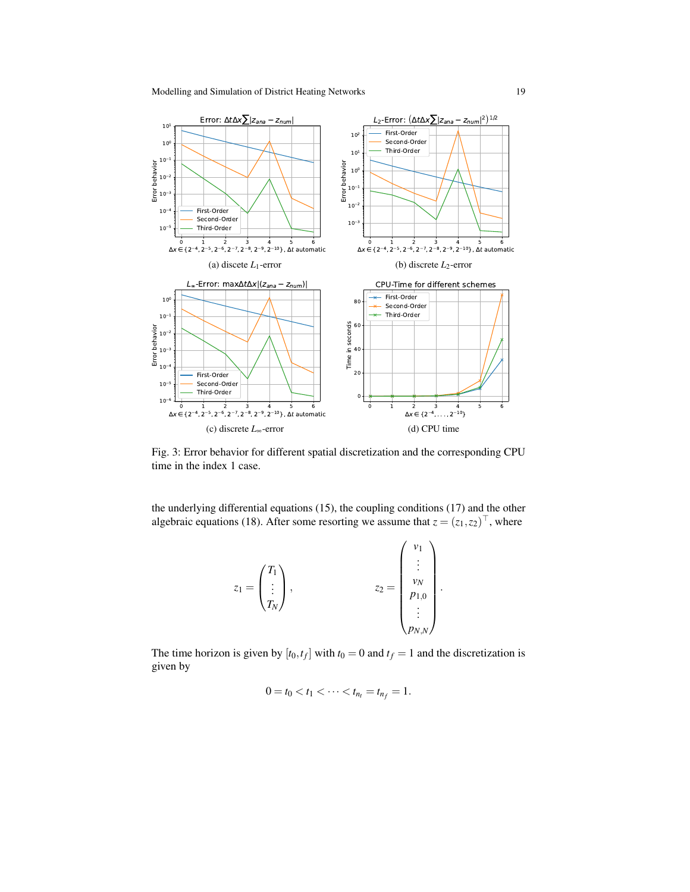(a) discete $L_1$-error

(b) discrete $L_2$-error

(c) discrete $L_\infty$-error

(d) CPU time

Fig. 3: Error behavior for different spatial discretization and the corresponding CPU time in the index 1 case.

the underlying differential equations (15), the coupling conditions (17) and the other algebraic equations (18). After some resorting we assume that $z = (z_1, z_2)^\top$, where

$$z_1 = \begin{pmatrix} T_1 \\ \vdots \\ T_N \end{pmatrix}, \qquad z_2 = \begin{pmatrix} v_1 \\ \vdots \\ v_N \\ p_{1,0} \\ \vdots \\ p_{N,N} \end{pmatrix}.$$

The time horizon is given by $[t_0, t_f]$ with $t_0 = 0$ and $t_f = 1$ and the discretization is given by

$$0 = t_0 < t_1 < \cdots < t_{n_t} = t_{n_f} = 1.$$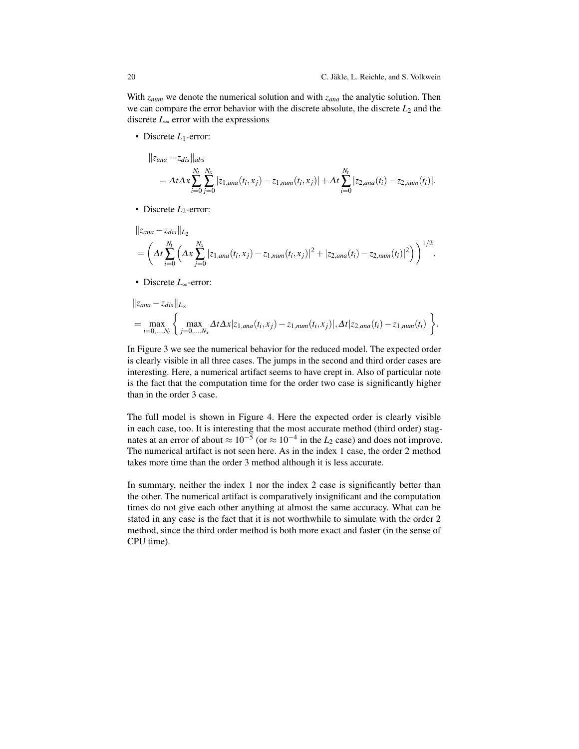With $z_{num}$ we denote the numerical solution and with $z_{ana}$ the analytic solution. Then we can compare the error behavior with the discrete absolute, the discrete $L_2$ and the discrete $L_\infty$ error with the expressions

- Discrete $L_1$-error:

$$
\|z_{ana} - z_{dis}\|_{abs} = \Delta t \Delta x \sum_{i=0}^{N_t} \sum_{j=0}^{N_x} |z_{1,ana}(t_i,x_j) - z_{1,num}(t_i,x_j)| + \Delta t \sum_{i=0}^{N_t} |z_{2,ana}(t_i) - z_{2,num}(t_i)|.
$$

- Discrete $L_2$-error:

$$
\|z_{ana} - z_{dis}\|_{L_2} = \left( \Delta t \sum_{i=0}^{N_t} \left( \Delta x \sum_{j=0}^{N_x} |z_{1,ana}(t_i,x_j) - z_{1,num}(t_i,x_j)|^2 + |z_{2,ana}(t_i) - z_{2,num}(t_i)|^2 \right) \right)^{1/2}.
$$

- Discrete $L_\infty$-error:

$$
\|z_{ana} - z_{dis}\|_{L_\infty} = \max_{i=0,\ldots,N_t} \left\{ \max_{j=0,\ldots,N_x} \Delta t \Delta x |z_{1,ana}(t_i,x_j) - z_{1,num}(t_i,x_j)|, \Delta t |z_{2,ana}(t_i) - z_{1,num}(t_i)| \right\}.
$$

In Figure 3 we see the numerical behavior for the reduced model. The expected order is clearly visible in all three cases. The jumps in the second and third order cases are interesting. Here, a numerical artifact seems to have crept in. Also of particular note is the fact that the computation time for the order two case is significantly higher than in the order 3 case.

The full model is shown in Figure 4. Here the expected order is clearly visible in each case, too. It is interesting that the most accurate method (third order) stagnates at an error of about $\approx 10^{-5}$ (or $\approx 10^{-4}$ in the $L_2$ case) and does not improve. The numerical artifact is not seen here. As in the index 1 case, the order 2 method takes more time than the order 3 method although it is less accurate.

In summary, neither the index 1 nor the index 2 case is significantly better than the other. The numerical artifact is comparatively insignificant and the computation times do not give each other anything at almost the same accuracy. What can be stated in any case is the fact that it is not worthwhile to simulate with the order 2 method, since the third order method is both more exact and faster (in the sense of CPU time).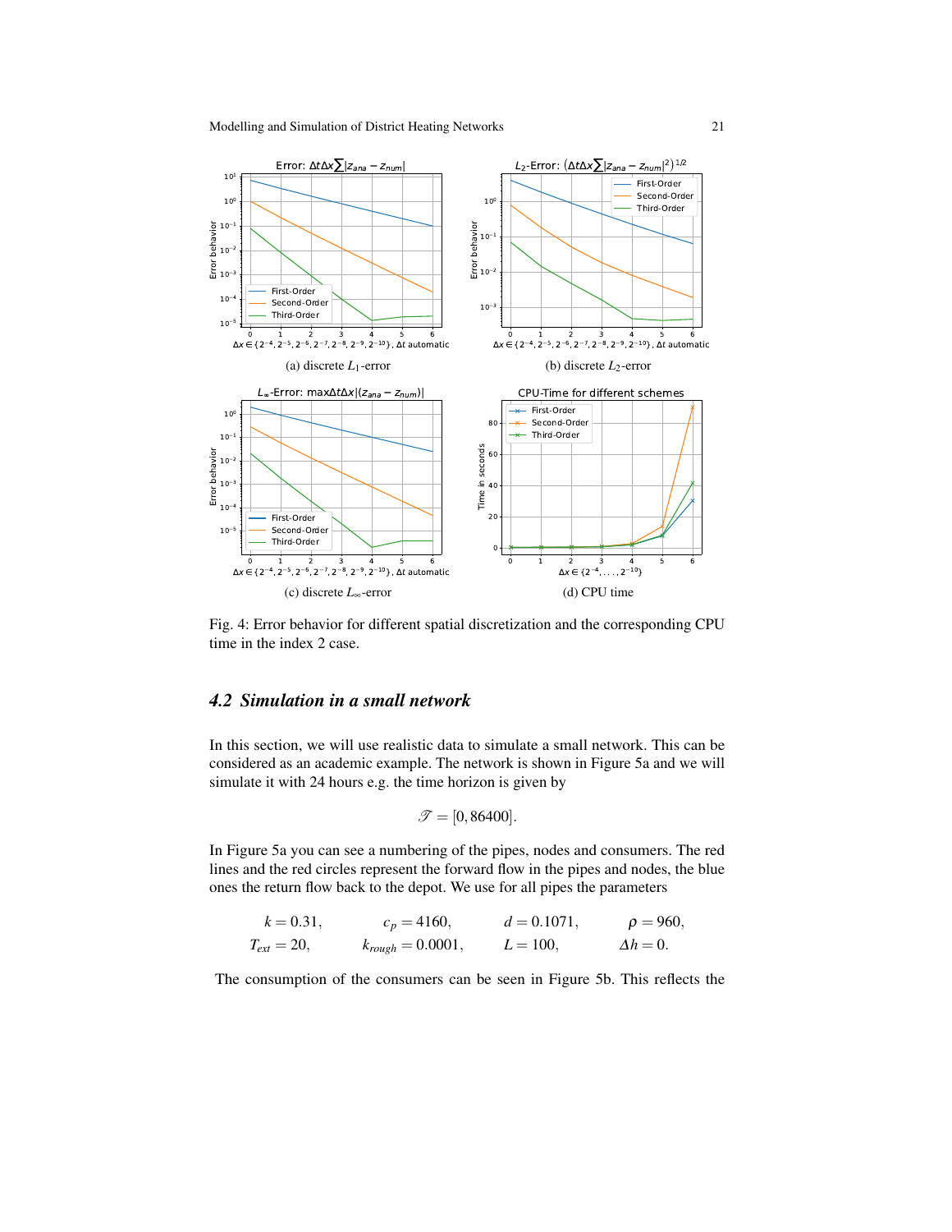(a) discrete $L_1$-error

(b) discrete $L_2$-error

(c) discrete $L_\infty$-error

(d) CPU time

Fig. 4: Error behavior for different spatial discretization and the corresponding CPU time in the index 2 case.

### 4.2 Simulation in a small network

In this section, we will use realistic data to simulate a small network. This can be considered as an academic example. The network is shown in Figure 5a and we will simulate it with 24 hours e.g. the time horizon is given by

$$\mathscr{T} = [0, 86400].$$

In Figure 5a you can see a numbering of the pipes, nodes and consumers. The red lines and the red circles represent the forward flow in the pipes and nodes, the blue ones the return flow back to the depot. We use for all pipes the parameters

$$\begin{aligned}
k &= 0.31, & c_p &= 4160, & d &= 0.1071, & \rho &= 960, \\
T_{ext} &= 20, & k_{rough} &= 0.0001, & L &= 100, & \Delta h &= 0.
\end{aligned}$$

The consumption of the consumers can be seen in Figure 5b. This reflects the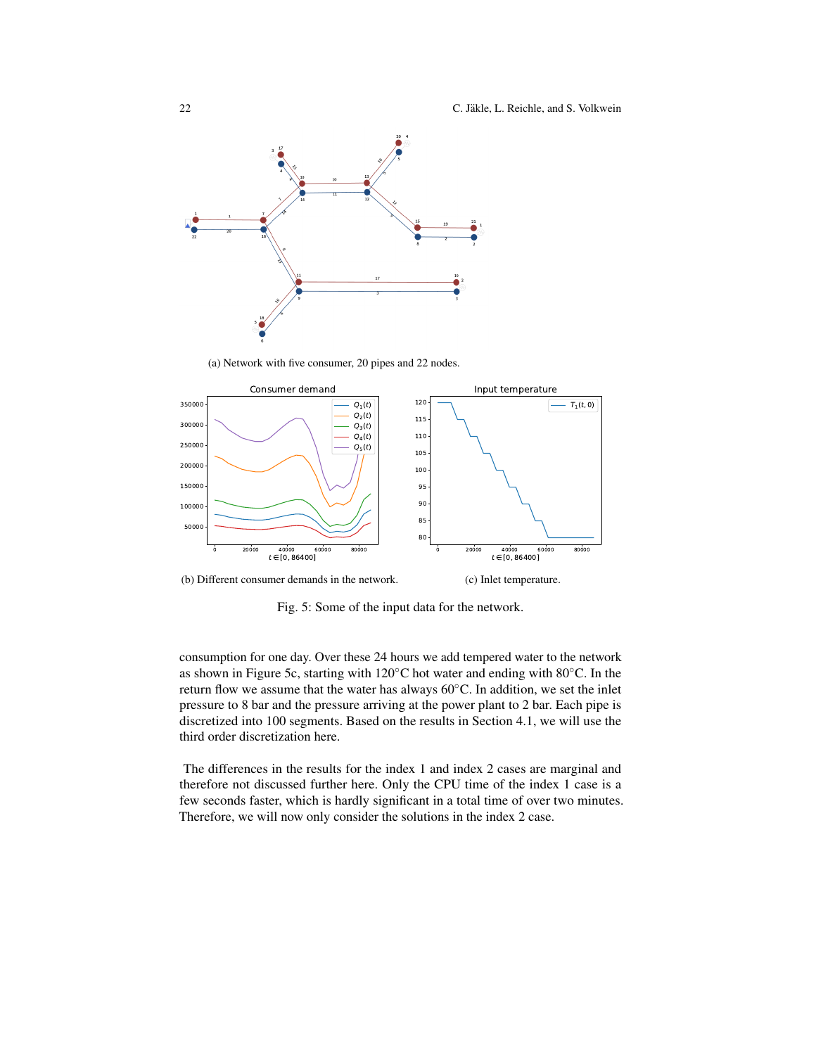(a) Network with five consumer, 20 pipes and 22 nodes.

(b) Different consumer demands in the network.

(c) Inlet temperature.

Fig. 5: Some of the input data for the network.

consumption for one day. Over these 24 hours we add tempered water to the network as shown in Figure 5c, starting with 120°C hot water and ending with 80°C. In the return flow we assume that the water has always 60°C. In addition, we set the inlet pressure to 8 bar and the pressure arriving at the power plant to 2 bar. Each pipe is discretized into 100 segments. Based on the results in Section 4.1, we will use the third order discretization here.

The differences in the results for the index 1 and index 2 cases are marginal and therefore not discussed further here. Only the CPU time of the index 1 case is a few seconds faster, which is hardly significant in a total time of over two minutes. Therefore, we will now only consider the solutions in the index 2 case.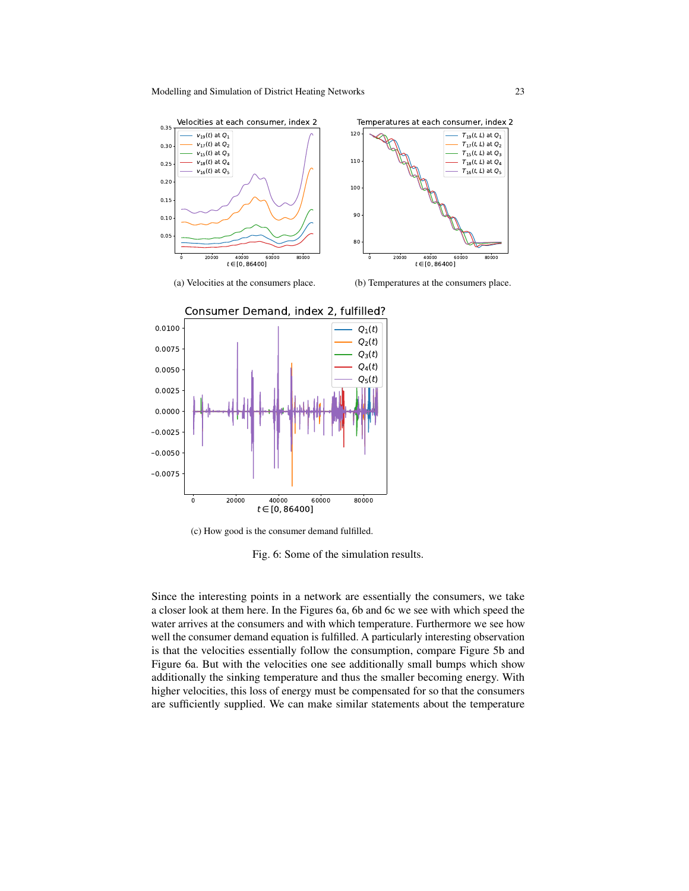(a) Velocities at the consumers place.

(b) Temperatures at the consumers place.

(c) How good is the consumer demand fulfilled.

Fig. 6: Some of the simulation results.

Since the interesting points in a network are essentially the consumers, we take a closer look at them here. In the Figures 6a, 6b and 6c we see with which speed the water arrives at the consumers and with which temperature. Furthermore we see how well the consumer demand equation is fulfilled. A particularly interesting observation is that the velocities essentially follow the consumption, compare Figure 5b and Figure 6a. But with the velocities one see additionally small bumps which show additionally the sinking temperature and thus the smaller becoming energy. With higher velocities, this loss of energy must be compensated for so that the consumers are sufficiently supplied. We can make similar statements about the temperature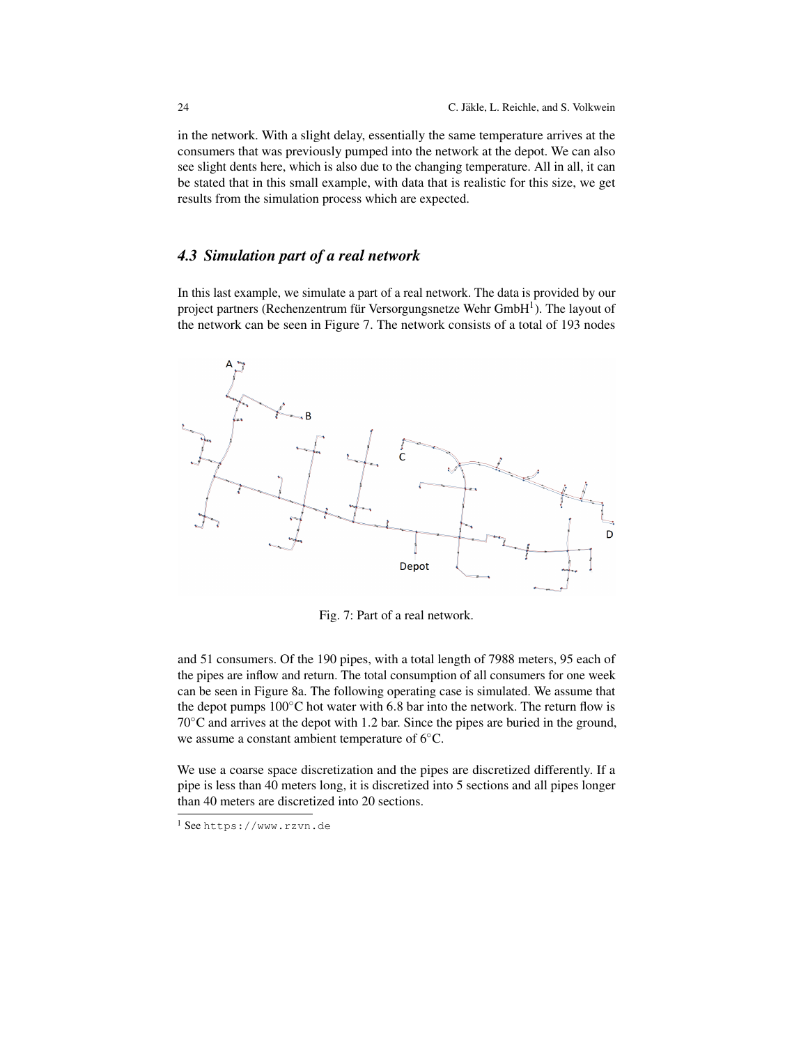in the network. With a slight delay, essentially the same temperature arrives at the consumers that was previously pumped into the network at the depot. We can also see slight dents here, which is also due to the changing temperature. All in all, it can be stated that in this small example, with data that is realistic for this size, we get results from the simulation process which are expected.

### *4.3 Simulation part of a real network*

In this last example, we simulate a part of a real network. The data is provided by our project partners (Rechenzentrum für Versorgungsnetze Wehr GmbH[1]). The layout of the network can be seen in Figure 7. The network consists of a total of 193 nodes

Fig. 7: Part of a real network.

and 51 consumers. Of the 190 pipes, with a total length of 7988 meters, 95 each of the pipes are inflow and return. The total consumption of all consumers for one week can be seen in Figure 8a. The following operating case is simulated. We assume that the depot pumps 100°C hot water with 6.8 bar into the network. The return flow is 70°C and arrives at the depot with 1.2 bar. Since the pipes are buried in the ground, we assume a constant ambient temperature of 6°C.

We use a coarse space discretization and the pipes are discretized differently. If a pipe is less than 40 meters long, it is discretized into 5 sections and all pipes longer than 40 meters are discretized into 20 sections.

[1] See https://www.rzvn.de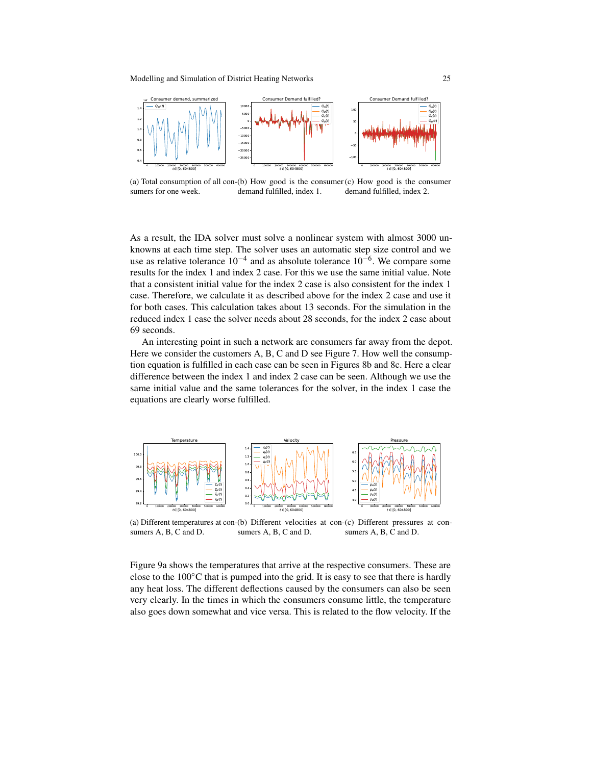(a) Total consumption of all consumers for one week.

(b) How good is the consumer demand fulfilled, index 1.

(c) How good is the consumer demand fulfilled, index 2.

As a result, the IDA solver must solve a nonlinear system with almost 3000 unknowns at each time step. The solver uses an automatic step size control and we use as relative tolerance $10^{-4}$ and as absolute tolerance $10^{-6}$. We compare some results for the index 1 and index 2 case. For this we use the same initial value. Note that a consistent initial value for the index 2 case is also consistent for the index 1 case. Therefore, we calculate it as described above for the index 2 case and use it for both cases. This calculation takes about 13 seconds. For the simulation in the reduced index 1 case the solver needs about 28 seconds, for the index 2 case about 69 seconds.

An interesting point in such a network are consumers far away from the depot. Here we consider the customers A, B, C and D see Figure 7. How well the consumption equation is fulfilled in each case can be seen in Figures 8b and 8c. Here a clear difference between the index 1 and index 2 case can be seen. Although we use the same initial value and the same tolerances for the solver, in the index 1 case the equations are clearly worse fulfilled.

(a) Different temperatures at consumers A, B, C and D.

(b) Different velocities at consumers A, B, C and D.

(c) Different pressures at consumers A, B, C and D.

Figure 9a shows the temperatures that arrive at the respective consumers. These are close to the 100°C that is pumped into the grid. It is easy to see that there is hardly any heat loss. The different deflections caused by the consumers can also be seen very clearly. In the times in which the consumers consume little, the temperature also goes down somewhat and vice versa. This is related to the flow velocity. If the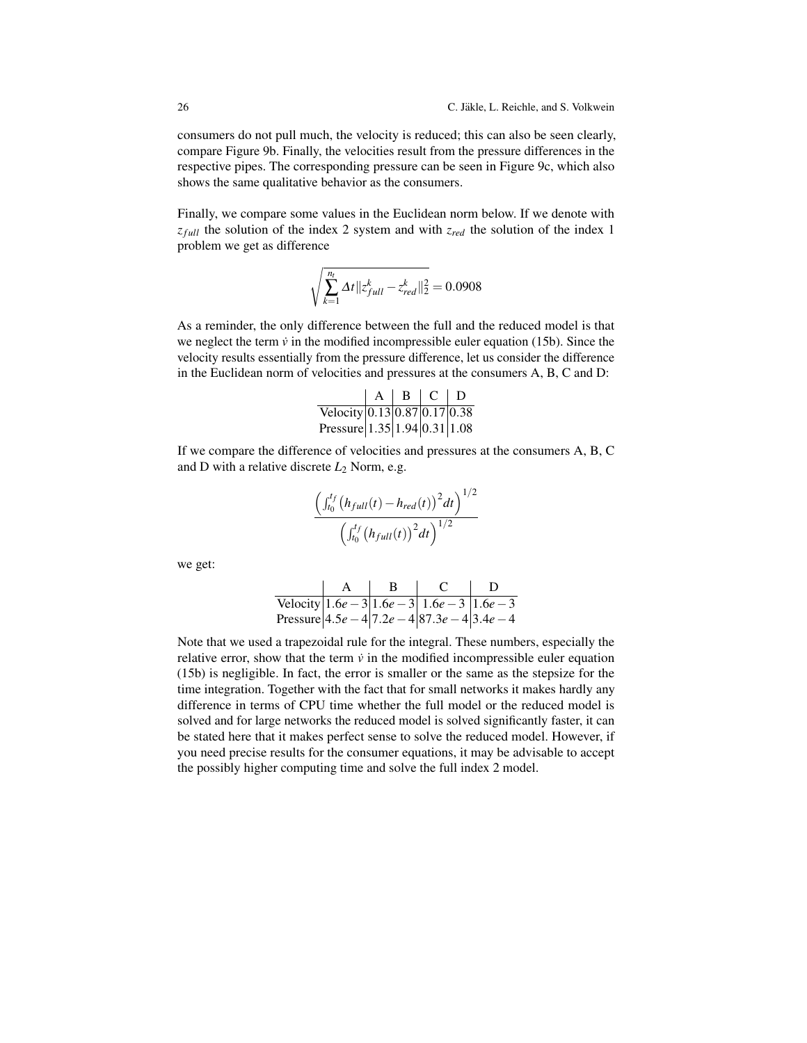consumers do not pull much, the velocity is reduced; this can also be seen clearly, compare Figure 9b. Finally, the velocities result from the pressure differences in the respective pipes. The corresponding pressure can be seen in Figure 9c, which also shows the same qualitative behavior as the consumers.

Finally, we compare some values in the Euclidean norm below. If we denote with $z_{full}$ the solution of the index 2 system and with $z_{red}$ the solution of the index 1 problem we get as difference

$$\sqrt{\sum_{k=1}^{n_t} \Delta t \| z_{full}^k - z_{red}^k \|_2^2} = 0.0908$$

As a reminder, the only difference between the full and the reduced model is that we neglect the term $\dot{v}$ in the modified incompressible euler equation (15b). Since the velocity results essentially from the pressure difference, let us consider the difference in the Euclidean norm of velocities and pressures at the consumers A, B, C and D:

| | A | B | C | D |
|---|---|---|---|---|
| Velocity | 0.13 | 0.87 | 0.17 | 0.38 |
| Pressure | 1.35 | 1.94 | 0.31 | 1.08 |

If we compare the difference of velocities and pressures at the consumers A, B, C and D with a relative discrete $L_2$ Norm, e.g.

$$\frac{\left( \int_{t_0}^{t_f} \left( h_{full}(t) - h_{red}(t) \right)^2 dt \right)^{1/2}}{\left( \int_{t_0}^{t_f} \left( h_{full}(t) \right)^2 dt \right)^{1/2}}$$

we get:

| | A | B | C | D |
|---|---|---|---|---|
| Velocity | $1.6e-3$ | $1.6e-3$ | $1.6e-3$ | $1.6e-3$ |
| Pressure | $4.5e-4$ | $7.2e-4$ | $87.3e-4$ | $3.4e-4$ |

Note that we used a trapezoidal rule for the integral. These numbers, especially the relative error, show that the term $\dot{v}$ in the modified incompressible euler equation (15b) is negligible. In fact, the error is smaller or the same as the stepsize for the time integration. Together with the fact that for small networks it makes hardly any difference in terms of CPU time whether the full model or the reduced model is solved and for large networks the reduced model is solved significantly faster, it can be stated here that it makes perfect sense to solve the reduced model. However, if you need precise results for the consumer equations, it may be advisable to accept the possibly higher computing time and solve the full index 2 model.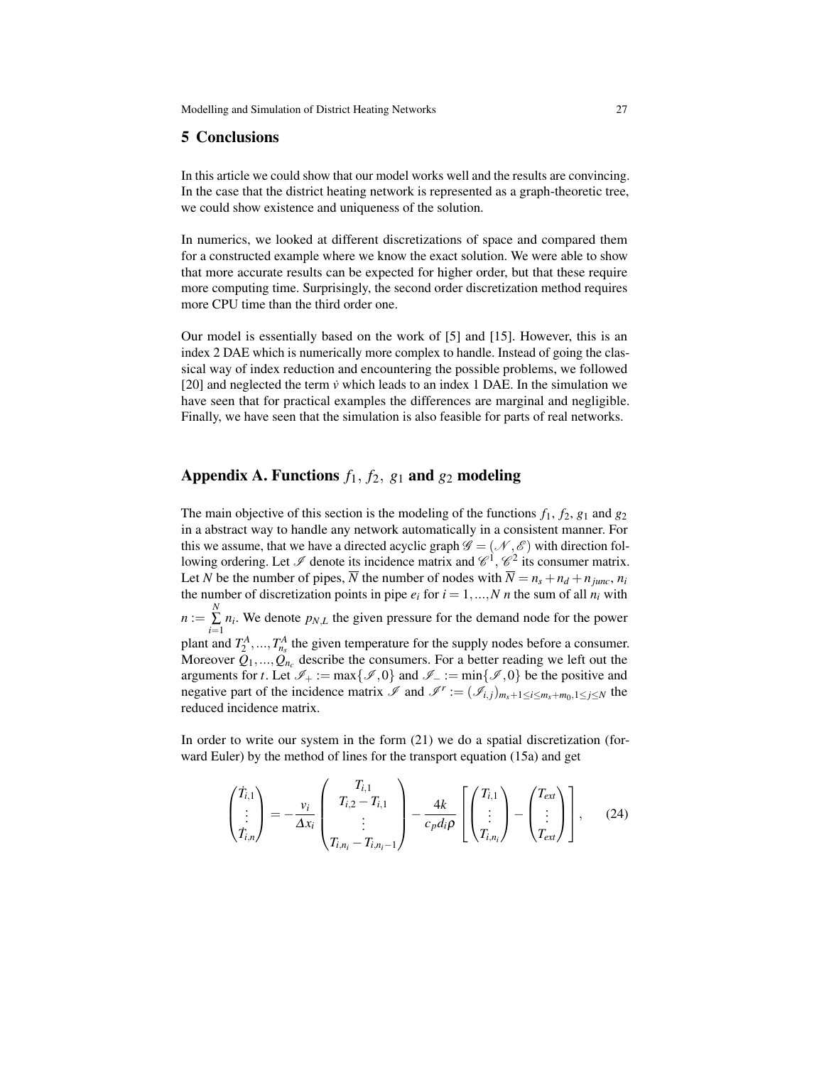## 5 Conclusions

In this article we could show that our model works well and the results are convincing. In the case that the district heating network is represented as a graph-theoretic tree, we could show existence and uniqueness of the solution.

In numerics, we looked at different discretizations of space and compared them for a constructed example where we know the exact solution. We were able to show that more accurate results can be expected for higher order, but that these require more computing time. Surprisingly, the second order discretization method requires more CPU time than the third order one.

Our model is essentially based on the work of [5] and [15]. However, this is an index 2 DAE which is numerically more complex to handle. Instead of going the classical way of index reduction and encountering the possible problems, we followed [20] and neglected the term $\dot{v}$ which leads to an index 1 DAE. In the simulation we have seen that for practical examples the differences are marginal and negligible. Finally, we have seen that the simulation is also feasible for parts of real networks.

## Appendix A. Functions $f_1$, $f_2$, $g_1$ and $g_2$ modeling

The main objective of this section is the modeling of the functions $f_1$, $f_2$, $g_1$ and $g_2$ in a abstract way to handle any network automatically in a consistent manner. For this we assume, that we have a directed acyclic graph $\mathscr{G} = (\mathscr{N}, \mathscr{E})$ with direction following ordering. Let $\mathscr{I}$ denote its incidence matrix and $\mathscr{C}^1, \mathscr{C}^2$ its consumer matrix. Let $N$ be the number of pipes, $\overline{N}$ the number of nodes with $\overline{N} = n_s + n_d + n_{junc}$, $n_i$ the number of discretization points in pipe $e_i$ for $i = 1, ..., N$ $n$ the sum of all $n_i$ with $n := \sum_{i=1}^{N} n_i$. We denote $p_{N,L}$ the given pressure for the demand node for the power plant and $T_2^A, ..., T_{n_s}^A$ the given temperature for the supply nodes before a consumer. Moreover $Q_1, ..., Q_{n_c}$ describe the consumers. For a better reading we left out the arguments for $t$. Let $\mathscr{I}_+ := \max\{\mathscr{I}, 0\}$ and $\mathscr{I}_- := \min\{\mathscr{I}, 0\}$ be the positive and negative part of the incidence matrix $\mathscr{I}$ and $\mathscr{I}^r := (\mathscr{I}_{i,j})_{m_s+1 \leq i \leq m_s+m_0, 1 \leq j \leq N}$ the reduced incidence matrix.

In order to write our system in the form (21) we do a spatial discretization (forward Euler) by the method of lines for the transport equation (15a) and get

$$
\begin{pmatrix} \dot{T}_{i,1} \\ \vdots \\ \dot{T}_{i,n} \end{pmatrix} = -\frac{v_i}{\Delta x_i} \begin{pmatrix} T_{i,1} \\ T_{i,2} - T_{i,1} \\ \vdots \\ T_{i,n_i} - T_{i,n_i-1} \end{pmatrix} - \frac{4k}{c_p d_i \rho} \left[ \begin{pmatrix} T_{i,1} \\ \vdots \\ T_{i,n_i} \end{pmatrix} - \begin{pmatrix} T_{ext} \\ \vdots \\ T_{ext} \end{pmatrix} \right], \qquad (24)
$$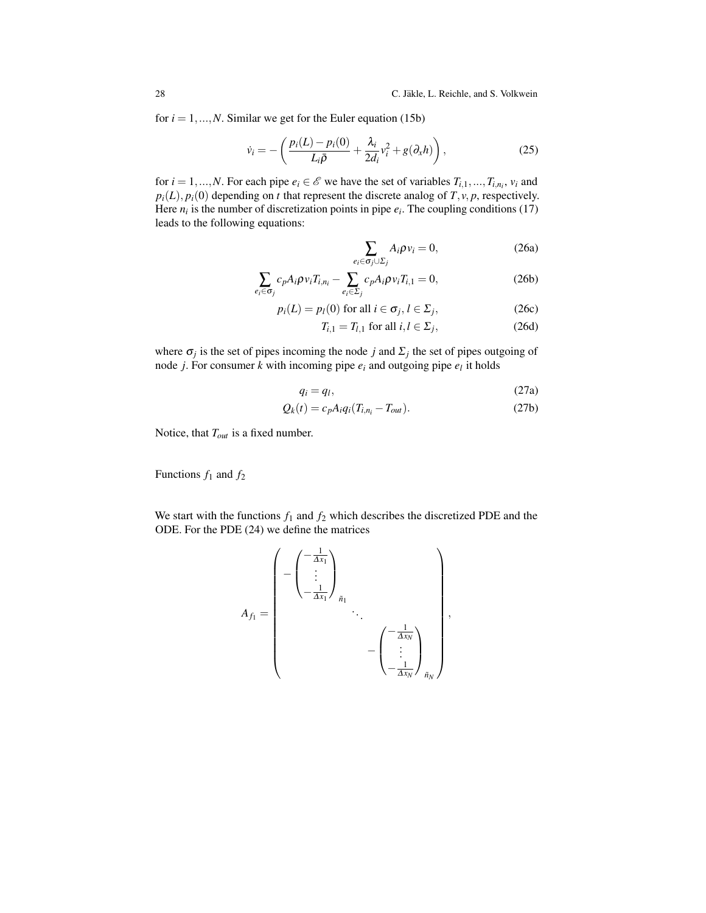for $i = 1, ..., N$. Similar we get for the Euler equation (15b)

$$\dot{v}_i = -\left( \frac{p_i(L) - p_i(0)}{L_i \bar{\rho}} + \frac{\lambda_i}{2d_i} v_i^2 + g(\partial_x h) \right), \tag{25}$$

for $i = 1, ..., N$. For each pipe $e_i \in \mathscr{E}$ we have the set of variables $T_{i,1}, ..., T_{i,n_i}$, $v_i$ and $p_i(L), p_i(0)$ depending on $t$ that represent the discrete analog of $T, v, p$, respectively. Here $n_i$ is the number of discretization points in pipe $e_i$. The coupling conditions (17) leads to the following equations:

$$\sum_{e_i \in \sigma_j \cup \Sigma_j} A_i \rho v_i = 0, \tag{26a}$$

$$\sum_{e_i \in \sigma_j} c_p A_i \rho v_i T_{i,n_i} - \sum_{e_i \in \Sigma_j} c_p A_i \rho v_i T_{i,1} = 0, \tag{26b}$$

$$p_i(L) = p_l(0) \text{ for all } i \in \sigma_j, l \in \Sigma_j, \tag{26c}$$

$$T_{i,1} = T_{l,1} \text{ for all } i, l \in \Sigma_j, \tag{26d}$$

where $\sigma_j$ is the set of pipes incoming the node $j$ and $\Sigma_j$ the set of pipes outgoing of node $j$. For consumer $k$ with incoming pipe $e_i$ and outgoing pipe $e_l$ it holds

$$q_i = q_l, \tag{27a}$$

$$Q_k(t) = c_p A_i q_i (T_{i,n_i} - T_{out}). \tag{27b}$$

Notice, that $T_{out}$ is a fixed number.

Functions $f_1$ and $f_2$

We start with the functions $f_1$ and $f_2$ which describes the discretized PDE and the ODE. For the PDE (24) we define the matrices

$$A_{f_1} = \begin{pmatrix} -\begin{pmatrix} -\frac{1}{\Delta x_1} \\ \vdots \\ -\frac{1}{\Delta x_1} \end{pmatrix}_{\tilde{n}_1} & & \\ & \ddots & \\ & & -\begin{pmatrix} -\frac{1}{\Delta x_N} \\ \vdots \\ -\frac{1}{\Delta x_N} \end{pmatrix}_{\tilde{n}_N} \end{pmatrix},$$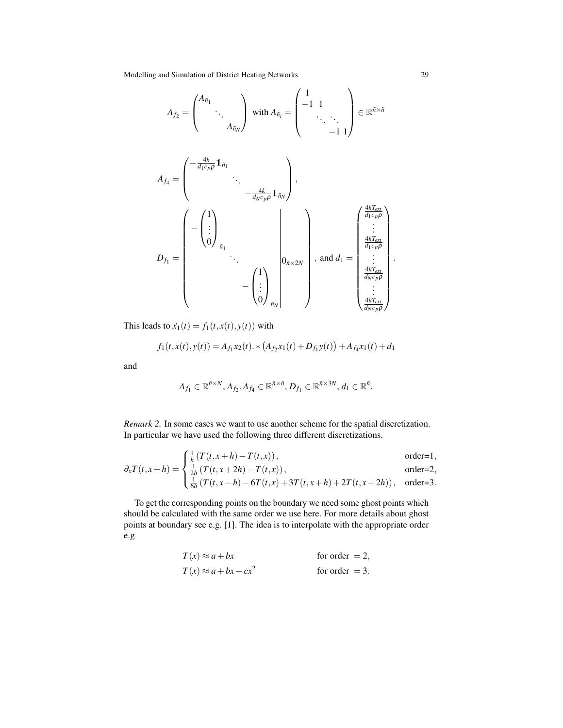$$
A_{f_2} = \begin{pmatrix} A_{\tilde{n}_1} & & \\ & \ddots & \\ & & A_{\tilde{n}_N} \end{pmatrix} \text{ with } A_{\tilde{n}_i} = \begin{pmatrix} 1 & & & \\ -1 & 1 & & \\ & \ddots & \ddots & \\ & & -1 & 1 \end{pmatrix} \in \mathbb{R}^{\tilde{n} \times \tilde{n}}
$$

$$
A_{f_4} = \begin{pmatrix} -\frac{4k}{d_1 c_p \rho} \mathbb{1}_{\tilde{n}_1} & & \\ & \ddots & \\ & & -\frac{4k}{d_N c_p \rho} \mathbb{1}_{\tilde{n}_N} \end{pmatrix},
$$

$$
D_{f_1} = \left( \begin{array}{ccc|c} -\begin{pmatrix} 1 \\ \vdots \\ 0 \end{pmatrix}_{\tilde{n}_1} & & & \\ & \ddots & & 0_{\tilde{n} \times 2N} \\ & & -\begin{pmatrix} 1 \\ \vdots \\ 0 \end{pmatrix}_{\tilde{n}_N} & \end{array} \right), \text{ and } d_1 = \begin{pmatrix} \frac{4kT_{ext}}{d_1 c_p \rho} \\ \vdots \\ \frac{4kT_{ext}}{d_1 c_p \rho} \\ \vdots \\ \frac{4kT_{ext}}{d_N c_p \rho} \\ \vdots \\ \frac{4kT_{ext}}{d_N c_p \rho} \end{pmatrix}.
$$

This leads to $\dot{x_1}(t) = f_1(t, x(t), y(t))$ with

$$
f_1(t, x(t), y(t)) = A_{f_1} x_2(t). * \left( A_{f_2} x_1(t) + D_{f_1} y(t) \right) + A_{f_4} x_1(t) + d_1
$$

and

$$
A_{f_1} \in \mathbb{R}^{\tilde{n} \times N}, A_{f_2}, A_{f_4} \in \mathbb{R}^{\tilde{n} \times \tilde{n}}, D_{f_1} \in \mathbb{R}^{\tilde{n} \times 3N}, d_1 \in \mathbb{R}^{\tilde{n}}.
$$

*Remark 2.* In some cases we want to use another scheme for the spatial discretization. In particular we have used the following three different discretizations.

$$
\partial_x T(t, x+h) = \begin{cases} \frac{1}{h} \left( T(t, x+h) - T(t, x) \right), & \text{order=1}, \\ \frac{1}{2h} \left( T(t, x+2h) - T(t, x) \right), & \text{order=2}, \\ \frac{1}{6h} \left( T(t, x-h) - 6T(t, x) + 3T(t, x+h) + 2T(t, x+2h) \right), & \text{order=3}. \end{cases}
$$

To get the corresponding points on the boundary we need some ghost points which should be calculated with the same order we use here. For more details about ghost points at boundary see e.g. [1]. The idea is to interpolate with the appropriate order e.g

$$
\begin{aligned} T(x) &\approx a + bx & &\text{for order } = 2, \\ T(x) &\approx a + bx + cx^2 & &\text{for order } = 3. \end{aligned}
$$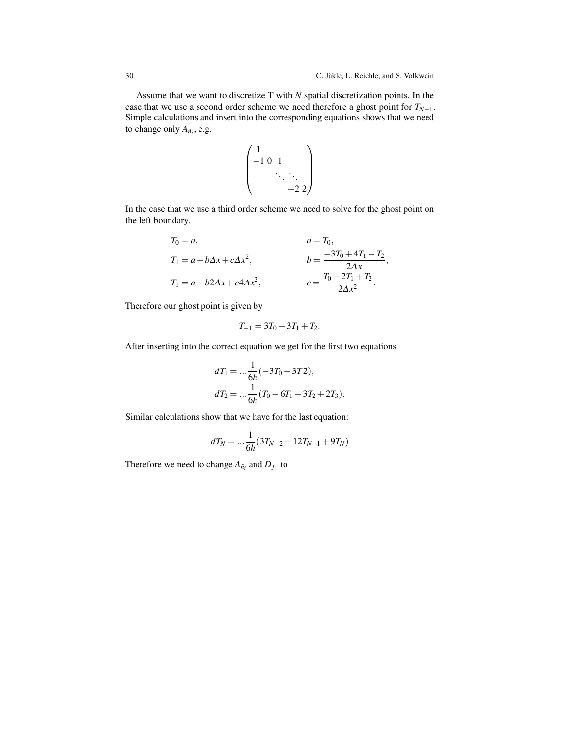Assume that we want to discretize T with $N$ spatial discretization points. In the case that we use a second order scheme we need therefore a ghost point for $T_{N+1}$. Simple calculations and insert into the corresponding equations shows that we need to change only $A_{\tilde{n}_i}$, e.g.

$$
\begin{pmatrix}
1 & & & & \\
-1 & 0 & 1 & & \\
 & & \ddots & \ddots & \\
 & & & -2 & 2
\end{pmatrix}
$$

In the case that we use a third order scheme we need to solve for the ghost point on the left boundary.

$$
\begin{aligned}
T_0 &= a, & a &= T_0, \\
T_1 &= a + b\Delta x + c\Delta x^2, & b &= \frac{-3T_0 + 4T_1 - T_2}{2\Delta x}, \\
T_1 &= a + b2\Delta x + c4\Delta x^2, & c &= \frac{T_0 - 2T_1 + T_2}{2\Delta x^2}.
\end{aligned}
$$

Therefore our ghost point is given by

$$
T_{-1} = 3T_0 - 3T_1 + T_2.
$$

After inserting into the correct equation we get for the first two equations

$$
\begin{aligned}
dT_1 &= \ldots \frac{1}{6h}(-3T_0 + 3T2), \\
dT_2 &= \ldots \frac{1}{6h}(T_0 - 6T_1 + 3T_2 + 2T_3).
\end{aligned}
$$

Similar calculations show that we have for the last equation:

$$
dT_N = \ldots \frac{1}{6h}(3T_{N-2} - 12T_{N-1} + 9T_N)
$$

Therefore we need to change $A_{\tilde{n}_i}$ and $D_{f_1}$ to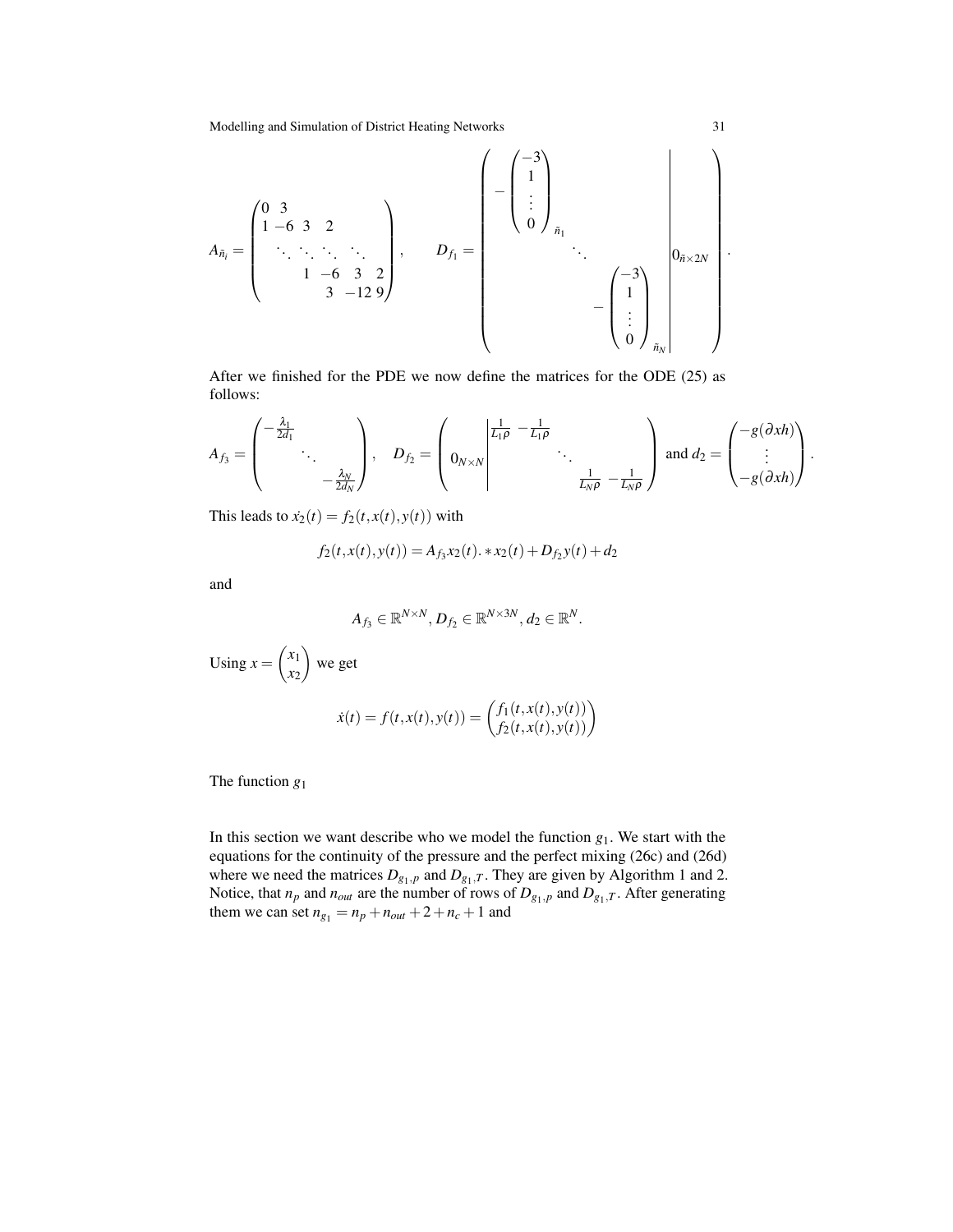$$
A_{\tilde{n}_i} = \begin{pmatrix} 0 & 3 & & & & \\ 1 & -6 & 3 & 2 & & \\ & \ddots & \ddots & \ddots & \ddots & \\ & & 1 & -6 & 3 & 2 \\ & & & 3 & -12 & 9 \end{pmatrix}, \qquad D_{f_1} = \left( \begin{array}{ccc|c} -\begin{pmatrix} -3 \\ 1 \\ \vdots \\ 0 \end{pmatrix}_{\tilde{n}_1} & & & \\ & \ddots & & 0_{\tilde{n} \times 2N} \\ & & -\begin{pmatrix} -3 \\ 1 \\ \vdots \\ 0 \end{pmatrix}_{\tilde{n}_N} & \end{array} \right).
$$

After we finished for the PDE we now define the matrices for the ODE (25) as follows:

$$
A_{f_3} = \begin{pmatrix} -\frac{\lambda_1}{2d_1} & & \\ & \ddots & \\ & & -\frac{\lambda_N}{2d_N} \end{pmatrix}, \quad D_{f_2} = \left( \begin{array}{c|cccc} & \frac{1}{L_1 \rho} & -\frac{1}{L_1 \rho} & & \\ 0_{N \times N} & & \ddots & & \\ & & & \frac{1}{L_N \rho} & -\frac{1}{L_N \rho} \end{array} \right) \text{ and } d_2 = \begin{pmatrix} -g(\partial xh) \\ \vdots \\ -g(\partial xh) \end{pmatrix}.
$$

This leads to $\dot{x_2}(t) = f_2(t, x(t), y(t))$ with

$$
f_2(t, x(t), y(t)) = A_{f_3} x_2(t). * x_2(t) + D_{f_2} y(t) + d_2
$$

and

$$
A_{f_3} \in \mathbb{R}^{N \times N}, D_{f_2} \in \mathbb{R}^{N \times 3N}, d_2 \in \mathbb{R}^N.
$$

Using $x = \begin{pmatrix} x_1 \\ x_2 \end{pmatrix}$ we get

$$
\dot{x}(t) = f(t, x(t), y(t)) = \begin{pmatrix} f_1(t, x(t), y(t)) \\ f_2(t, x(t), y(t)) \end{pmatrix}
$$

The function $g_1$

In this section we want describe who we model the function $g_1$. We start with the equations for the continuity of the pressure and the perfect mixing (26c) and (26d) where we need the matrices $D_{g_1,p}$ and $D_{g_1,T}$. They are given by Algorithm 1 and 2. Notice, that $n_p$ and $n_{out}$ are the number of rows of $D_{g_1,p}$ and $D_{g_1,T}$. After generating them we can set $n_{g_1} = n_p + n_{out} + 2 + n_c + 1$ and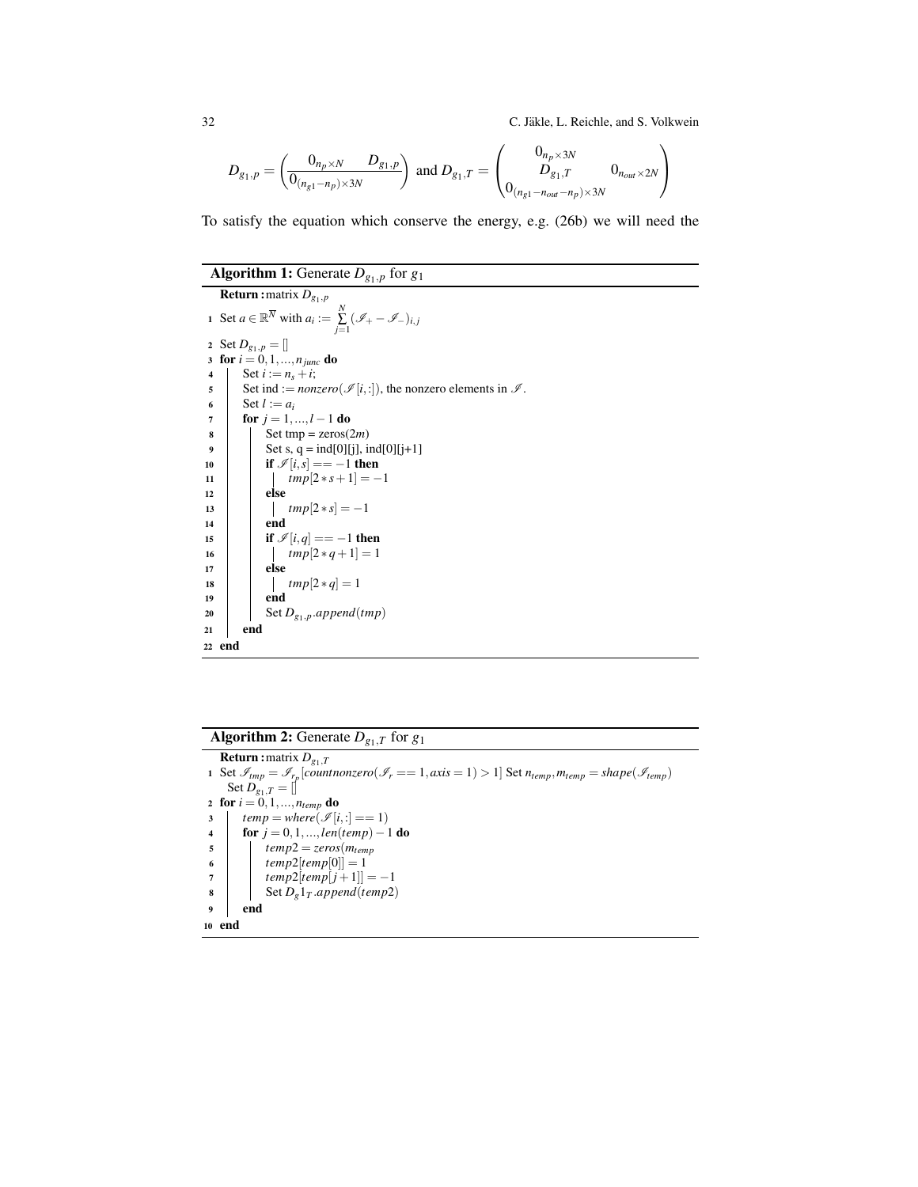$$D_{g_1,p} = \begin{pmatrix} 0_{n_p \times N} & D_{g_1,p} \\ \hline 0_{(n_{g1}-n_p)\times 3N} & \end{pmatrix} \text{ and } D_{g_1,T} = \begin{pmatrix} 0_{n_p \times 3N} & \\ D_{g_1,T} & 0_{n_{out}\times 2N} \\ 0_{(n_{g1}-n_{out}-n_p)\times 3N} & \end{pmatrix}$$

To satisfy the equation which conserve the energy, e.g. (26b) we will need the

**Algorithm 1:** Generate $D_{g_1,p}$ for $g_1$

```
   Return : matrix D_{g1,p}
1  Set a ∈ R^N with a_i := Σ_{j=1}^{N} (𝒥_+ − 𝒥_−)_{i,j}
2  Set D_{g1,p} = []
3  for i = 0,1,...,n_junc do
4  |   Set i := n_s + i;
5  |   Set ind := nonzero(𝒥[i,:]), the nonzero elements in 𝒥.
6  |   Set l := a_i
7  |   for j = 1,...,l − 1 do
8  |   |   Set tmp = zeros(2m)
9  |   |   Set s, q = ind[0][j], ind[0][j+1]
10 |   |   if 𝒥[i,s] == −1 then
11 |   |   |   tmp[2*s+1] = −1
12 |   |   else
13 |   |   |   tmp[2*s] = −1
14 |   |   end
15 |   |   if 𝒥[i,q] == −1 then
16 |   |   |   tmp[2*q+1] = 1
17 |   |   else
18 |   |   |   tmp[2*q] = 1
19 |   |   end
20 |   |   Set D_{g1,p}.append(tmp)
21 |   end
22 end
```

**Algorithm 2:** Generate $D_{g_1,T}$ for $g_1$

```
   Return : matrix D_{g1,T}
1  Set 𝒥_tmp = 𝒥_{r_p}[countnonzero(𝒥_r == 1, axis = 1) > 1] Set n_temp, m_temp = shape(𝒥_temp)
   Set D_{g1,T} = []
2  for i = 0,1,...,n_temp do
3  |   temp = where(𝒥[i,:] == 1)
4  |   for j = 0,1,...,len(temp) − 1 do
5  |   |   temp2 = zeros(m_temp
6  |   |   temp2[temp[0]] = 1
7  |   |   temp2[temp[j+1]] = −1
8  |   |   Set D_g1_T.append(temp2)
9  |   end
10 end
```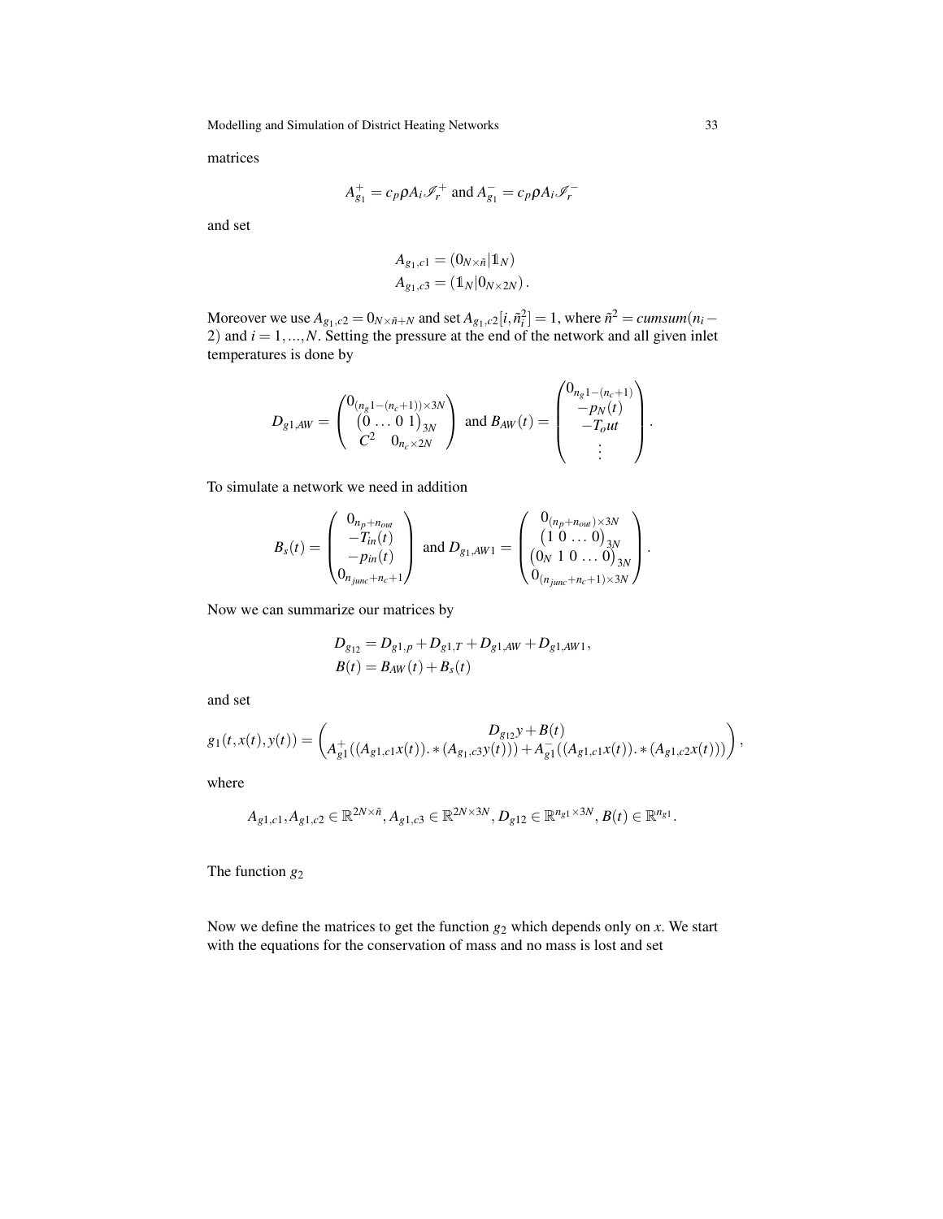matrices

$$A_{g_1}^{+} = c_p \rho A_i \mathscr{I}_r^{+} \text{ and } A_{g_1}^{-} = c_p \rho A_i \mathscr{I}_r^{-}$$

and set

$$\begin{aligned} A_{g_1,c1} &= (0_{N\times\tilde{n}} | \mathbb{1}_N) \\ A_{g_1,c3} &= (\mathbb{1}_N | 0_{N\times 2N}). \end{aligned}$$

Moreover we use $A_{g_1,c2} = 0_{N\times\tilde{n}+N}$ and set $A_{g_1,c2}[i,\tilde{n}_i^2] = 1$, where $\tilde{n}^2 = cumsum(n_i - 2)$ and $i = 1,...,N$. Setting the pressure at the end of the network and all given inlet temperatures is done by

$$D_{g1,AW} = \begin{pmatrix} 0_{(n_g 1-(n_c+1))\times 3N} \\ \begin{pmatrix} 0 \dots 0 \ 1 \end{pmatrix}_{3N} \\ C^2 \quad 0_{n_c\times 2N} \end{pmatrix} \text{ and } B_{AW}(t) = \begin{pmatrix} 0_{n_g 1-(n_c+1)} \\ -p_N(t) \\ -T_out \\ \vdots \end{pmatrix}.$$

To simulate a network we need in addition

$$B_s(t) = \begin{pmatrix} 0_{n_p+n_{out}} \\ -T_{in}(t) \\ -p_{in}(t) \\ 0_{n_{junc}+n_c+1} \end{pmatrix} \text{ and } D_{g_1,AW1} = \begin{pmatrix} 0_{(n_p+n_{out})\times 3N} \\ \begin{pmatrix} 1 \ 0 \dots 0 \end{pmatrix}_{3N} \\ \begin{pmatrix} 0_N \ 1 \ 0 \dots 0 \end{pmatrix}_{3N} \\ 0_{(n_{junc}+n_c+1)\times 3N} \end{pmatrix}.$$

Now we can summarize our matrices by

$$\begin{aligned} D_{g_{12}} &= D_{g1,p} + D_{g1,T} + D_{g1,AW} + D_{g1,AW1}, \\ B(t) &= B_{AW}(t) + B_s(t) \end{aligned}$$

and set

$$g_1(t,x(t),y(t)) = \begin{pmatrix} D_{g_{12}} y + B(t) \\ A_{g1}^{+}((A_{g1,c1}x(t)).*(A_{g_1,c3}y(t))) + A_{g1}^{-}((A_{g1,c1}x(t)).*(A_{g1,c2}x(t))) \end{pmatrix},$$

where

$$A_{g1,c1}, A_{g1,c2} \in \mathbb{R}^{2N\times\tilde{n}}, A_{g1,c3} \in \mathbb{R}^{2N\times 3N}, D_{g12} \in \mathbb{R}^{n_{g1}\times 3N}, B(t) \in \mathbb{R}^{n_{g1}}.$$

The function $g_2$

Now we define the matrices to get the function $g_2$ which depends only on $x$. We start with the equations for the conservation of mass and no mass is lost and set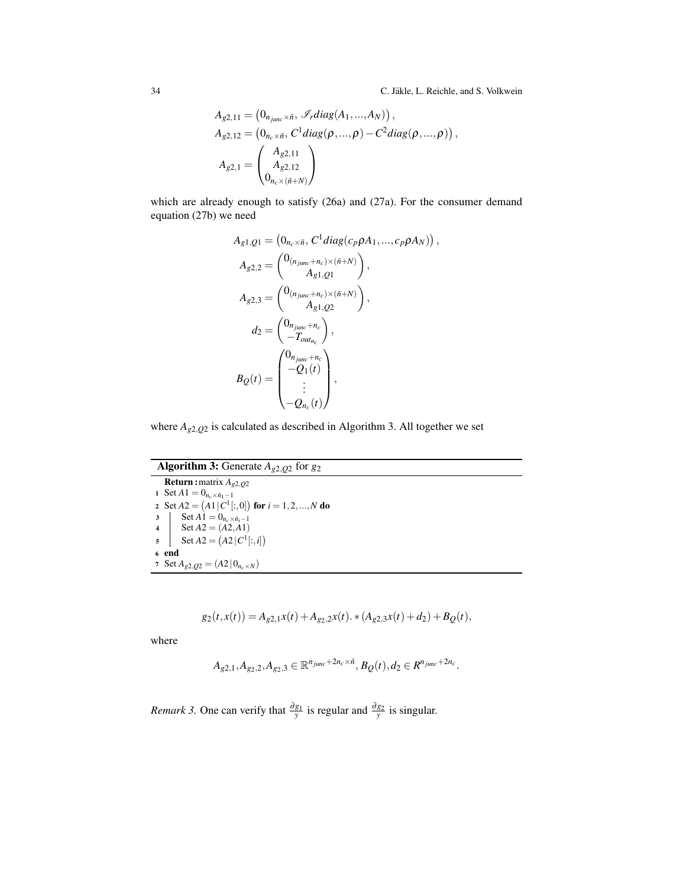$$A_{g2,11} = \left(0_{n_{junc}\times\tilde{n}},\, \mathscr{I}_r diag(A_1,...,A_N)\right),$$
$$A_{g2,12} = \left(0_{n_c\times\tilde{n}},\, C^1 diag(\rho,...,\rho) - C^2 diag(\rho,...,\rho)\right),$$
$$A_{g2,1} = \begin{pmatrix} A_{g2,11} \\ A_{g2,12} \\ 0_{n_c\times(\tilde{n}+N)} \end{pmatrix}$$

which are already enough to satisfy (26a) and (27a). For the consumer demand equation (27b) we need

$$A_{g1,Q1} = \left(0_{n_c\times\tilde{n}},\, C^1 diag(c_p\rho A_1,...,c_p\rho A_N)\right),$$
$$A_{g2,2} = \begin{pmatrix} 0_{(n_{junc}+n_c)\times(\tilde{n}+N)} \\ A_{g1,Q1} \end{pmatrix},$$
$$A_{g2,3} = \begin{pmatrix} 0_{(n_{junc}+n_c)\times(\tilde{n}+N)} \\ A_{g1,Q2} \end{pmatrix},$$
$$d_2 = \begin{pmatrix} 0_{n_{junc}+n_c} \\ -T_{out_{n_c}} \end{pmatrix},$$
$$B_Q(t) = \begin{pmatrix} 0_{n_{junc}+n_c} \\ -Q_1(t) \\ \vdots \\ -Q_{n_c}(t) \end{pmatrix},$$

where $A_{g2,Q2}$ is calculated as described in Algorithm 3. All together we set

**Algorithm 3:** Generate $A_{g2,Q2}$ for $g_2$

```
   Return : matrix A_{g2,Q2}
1  Set A1 = 0_{n_c × ñ_1 − 1}
2  Set A2 = (A1 | C^1[:,0]) for i = 1,2,...,N do
3  |   Set A1 = 0_{n_c × ñ_i − 1}
4  |   Set A2 = (A2, A1)
5  |   Set A2 = (A2 | C^1[:,i])
6  end
7  Set A_{g2,Q2} = (A2 | 0_{n_c × N})
```

$$g_2(t,x(t)) = A_{g2,1}x(t) + A_{g_2,2}x(t). * (A_{g_2,3}x(t) + d_2) + B_Q(t),$$

where

$$A_{g2,1}, A_{g_2,2}, A_{g_2,3} \in \mathbb{R}^{n_{junc}+2n_c\times\tilde{n}},\, B_Q(t), d_2 \in R^{n_{junc}+2n_c}.$$

*Remark 3.* One can verify that $\frac{\partial g_1}{y}$ is regular and $\frac{\partial g_2}{y}$ is singular.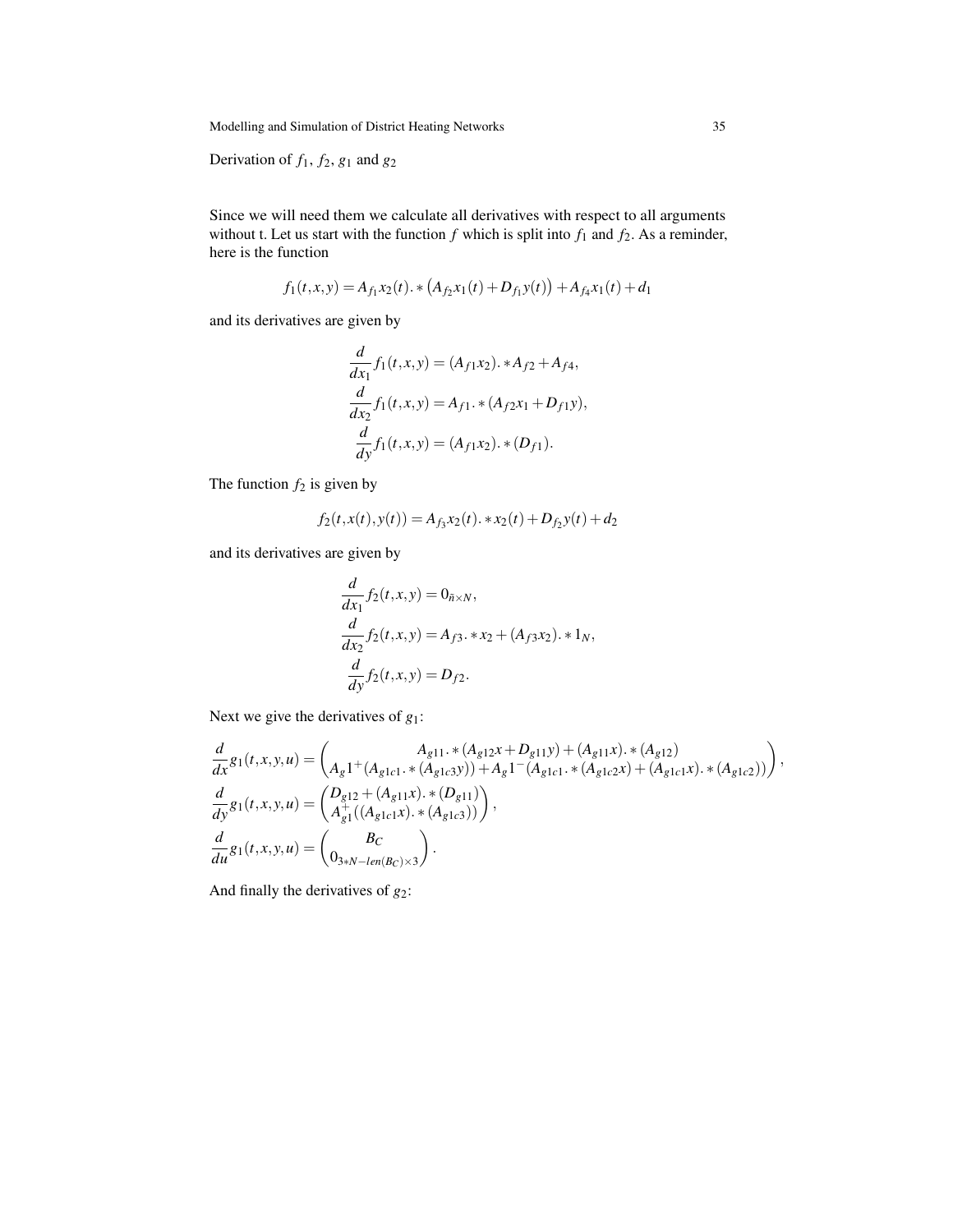Derivation of $f_1$, $f_2$, $g_1$ and $g_2$

Since we will need them we calculate all derivatives with respect to all arguments without t. Let us start with the function $f$ which is split into $f_1$ and $f_2$. As a reminder, here is the function

$$f_1(t,x,y) = A_{f_1} x_2(t).*\left(A_{f_2} x_1(t) + D_{f_1} y(t)\right) + A_{f_4} x_1(t) + d_1$$

and its derivatives are given by

$$\begin{aligned}
\frac{d}{dx_1} f_1(t,x,y) &= (A_{f1} x_2).*A_{f2} + A_{f4}, \\
\frac{d}{dx_2} f_1(t,x,y) &= A_{f1}.*(A_{f2} x_1 + D_{f1} y), \\
\frac{d}{dy} f_1(t,x,y) &= (A_{f1} x_2).*(D_{f1}).
\end{aligned}$$

The function $f_2$ is given by

$$f_2(t,x(t),y(t)) = A_{f_3} x_2(t).*x_2(t) + D_{f_2} y(t) + d_2$$

and its derivatives are given by

$$\begin{aligned}
\frac{d}{dx_1} f_2(t,x,y) &= 0_{\tilde{n}\times N}, \\
\frac{d}{dx_2} f_2(t,x,y) &= A_{f3}.*x_2 + (A_{f3} x_2).*1_N, \\
\frac{d}{dy} f_2(t,x,y) &= D_{f2}.
\end{aligned}$$

Next we give the derivatives of $g_1$:

$$\begin{aligned}
\frac{d}{dx} g_1(t,x,y,u) &= \begin{pmatrix} A_{g11}.*(A_{g12} x + D_{g11} y) + (A_{g11} x).*(A_{g12}) \\ A_g 1^{+}(A_{g1c1}.*(A_{g1c3} y)) + A_g 1^{-}(A_{g1c1}.*(A_{g1c2} x) + (A_{g1c1} x).*(A_{g1c2})) \end{pmatrix}, \\
\frac{d}{dy} g_1(t,x,y,u) &= \begin{pmatrix} D_{g12} + (A_{g11} x).*(D_{g11}) \\ A_{g1}^{+}((A_{g1c1} x).*(A_{g1c3})) \end{pmatrix}, \\
\frac{d}{du} g_1(t,x,y,u) &= \begin{pmatrix} B_C \\ 0_{3*N-len(B_C)\times 3} \end{pmatrix}.
\end{aligned}$$

And finally the derivatives of $g_2$: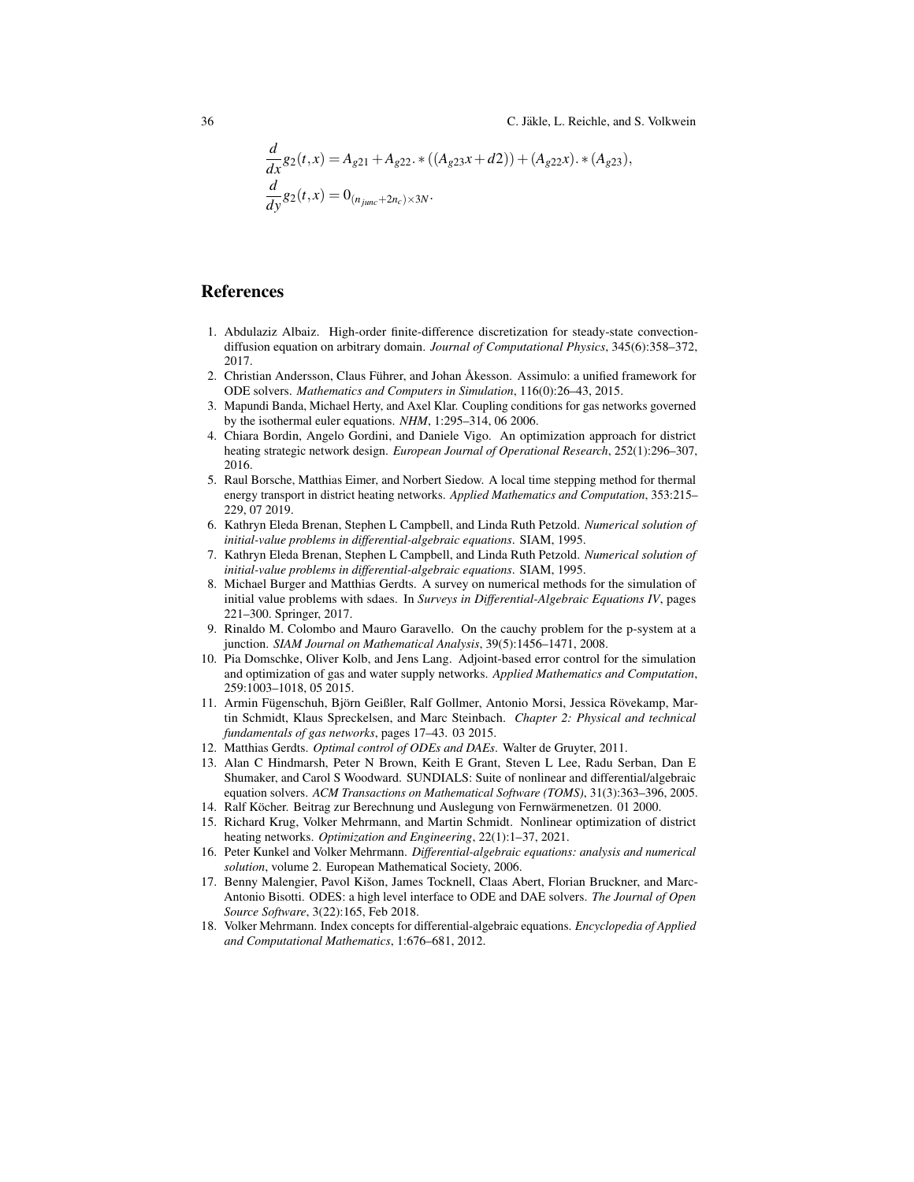$$\frac{d}{dx}g_2(t,x) = A_{g21} + A_{g22}.*((A_{g23}x + d2)) + (A_{g22}x).*(A_{g23}),$$
$$\frac{d}{dy}g_2(t,x) = 0_{(n_{junc}+2n_c)\times 3N}.$$

# References

1. Abdulaziz Albaiz. High-order finite-difference discretization for steady-state convection-diffusion equation on arbitrary domain. *Journal of Computational Physics*, 345(6):358–372, 2017.
2. Christian Andersson, Claus Führer, and Johan Åkesson. Assimulo: a unified framework for ODE solvers. *Mathematics and Computers in Simulation*, 116(0):26–43, 2015.
3. Mapundi Banda, Michael Herty, and Axel Klar. Coupling conditions for gas networks governed by the isothermal euler equations. *NHM*, 1:295–314, 06 2006.
4. Chiara Bordin, Angelo Gordini, and Daniele Vigo. An optimization approach for district heating strategic network design. *European Journal of Operational Research*, 252(1):296–307, 2016.
5. Raul Borsche, Matthias Eimer, and Norbert Siedow. A local time stepping method for thermal energy transport in district heating networks. *Applied Mathematics and Computation*, 353:215–229, 07 2019.
6. Kathryn Eleda Brenan, Stephen L Campbell, and Linda Ruth Petzold. *Numerical solution of initial-value problems in differential-algebraic equations*. SIAM, 1995.
7. Kathryn Eleda Brenan, Stephen L Campbell, and Linda Ruth Petzold. *Numerical solution of initial-value problems in differential-algebraic equations*. SIAM, 1995.
8. Michael Burger and Matthias Gerdts. A survey on numerical methods for the simulation of initial value problems with sdaes. In *Surveys in Differential-Algebraic Equations IV*, pages 221–300. Springer, 2017.
9. Rinaldo M. Colombo and Mauro Garavello. On the cauchy problem for the p-system at a junction. *SIAM Journal on Mathematical Analysis*, 39(5):1456–1471, 2008.
10. Pia Domschke, Oliver Kolb, and Jens Lang. Adjoint-based error control for the simulation and optimization of gas and water supply networks. *Applied Mathematics and Computation*, 259:1003–1018, 05 2015.
11. Armin Fügenschuh, Björn Geißler, Ralf Gollmer, Antonio Morsi, Jessica Rövekamp, Martin Schmidt, Klaus Spreckelsen, and Marc Steinbach. *Chapter 2: Physical and technical fundamentals of gas networks*, pages 17–43. 03 2015.
12. Matthias Gerdts. *Optimal control of ODEs and DAEs*. Walter de Gruyter, 2011.
13. Alan C Hindmarsh, Peter N Brown, Keith E Grant, Steven L Lee, Radu Serban, Dan E Shumaker, and Carol S Woodward. SUNDIALS: Suite of nonlinear and differential/algebraic equation solvers. *ACM Transactions on Mathematical Software (TOMS)*, 31(3):363–396, 2005.
14. Ralf Köcher. Beitrag zur Berechnung und Auslegung von Fernwärmenetzen. 01 2000.
15. Richard Krug, Volker Mehrmann, and Martin Schmidt. Nonlinear optimization of district heating networks. *Optimization and Engineering*, 22(1):1–37, 2021.
16. Peter Kunkel and Volker Mehrmann. *Differential-algebraic equations: analysis and numerical solution*, volume 2. European Mathematical Society, 2006.
17. Benny Malengier, Pavol Kišon, James Tocknell, Claas Abert, Florian Bruckner, and Marc-Antonio Bisotti. ODES: a high level interface to ODE and DAE solvers. *The Journal of Open Source Software*, 3(22):165, Feb 2018.
18. Volker Mehrmann. Index concepts for differential-algebraic equations. *Encyclopedia of Applied and Computational Mathematics*, 1:676–681, 2012.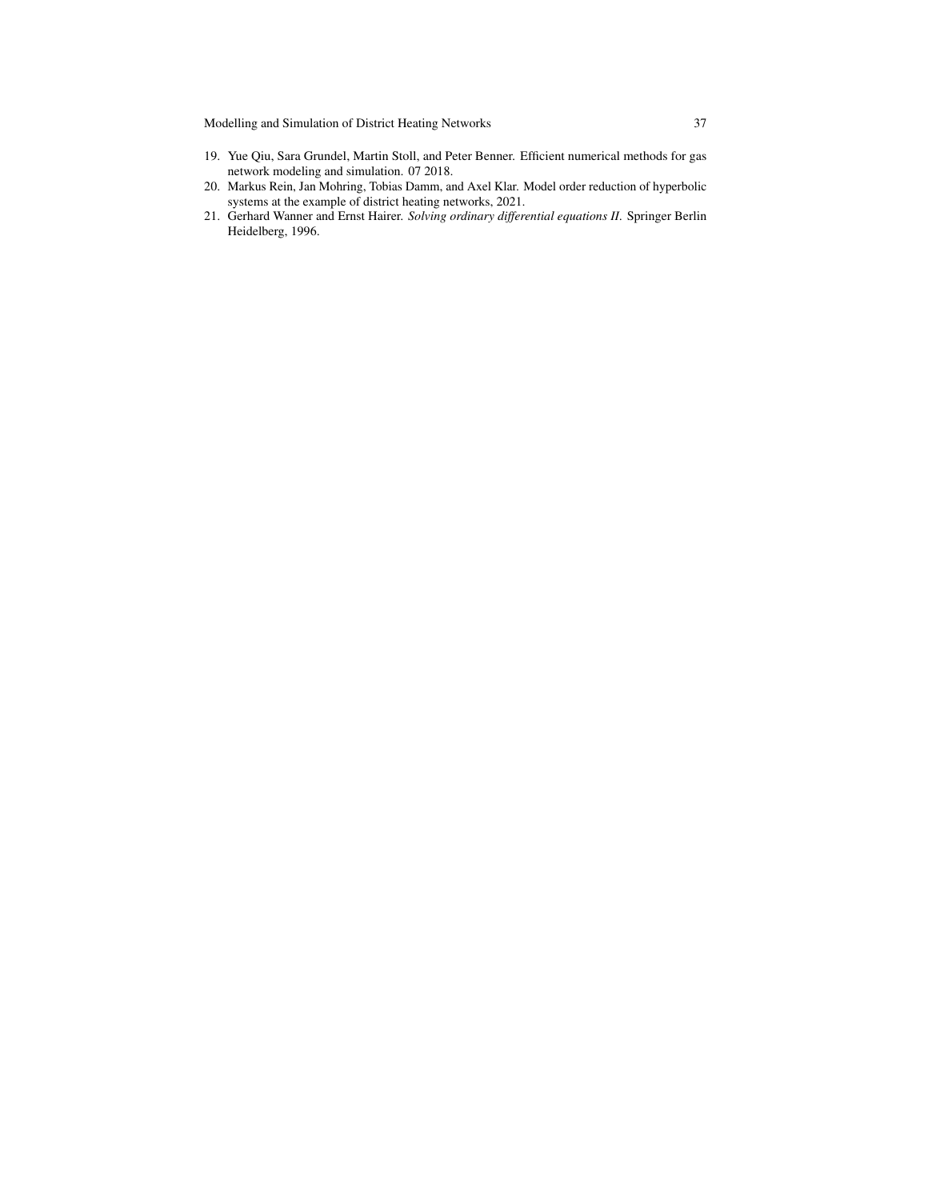19. Yue Qiu, Sara Grundel, Martin Stoll, and Peter Benner. Efficient numerical methods for gas network modeling and simulation. 07 2018.
20. Markus Rein, Jan Mohring, Tobias Damm, and Axel Klar. Model order reduction of hyperbolic systems at the example of district heating networks, 2021.
21. Gerhard Wanner and Ernst Hairer. *Solving ordinary differential equations II*. Springer Berlin Heidelberg, 1996.